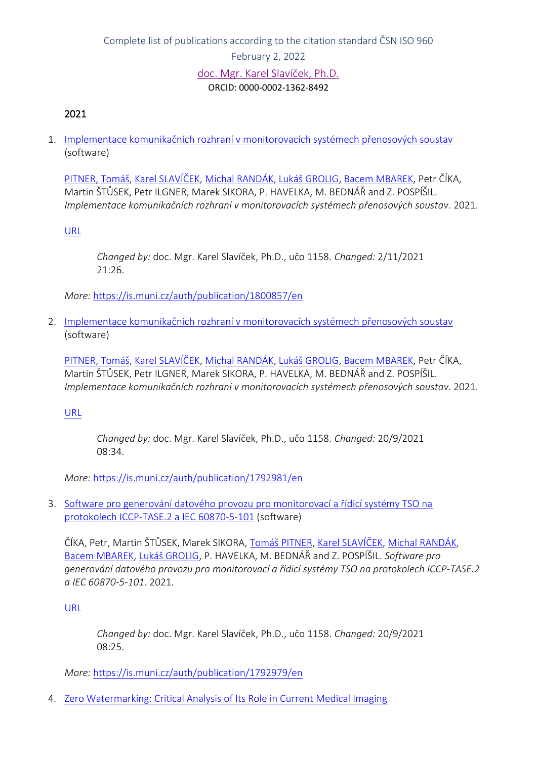Complete list of publications according to the citation standard ČSN ISO 960

February 2, 2022

doc. Mgr. Karel Slavíček, Ph.D.

ORCID: 0000-0002-1362-8492

## 2021

1. Implementace komunikačních rozhraní v monitorovacích systémech přenosových soustav (software)

   PITNER, Tomáš, Karel SLAVÍČEK, Michal RANDÁK, Lukáš GROLIG, Bacem MBAREK, Petr ČÍKA, Martin ŠTŮSEK, Petr ILGNER, Marek SIKORA, P. HAVELKA, M. BEDNÁŘ and Z. POSPÍŠIL. *Implementace komunikačních rozhraní v monitorovacích systémech přenosových soustav*. 2021.

   URL

   > *Changed by:* doc. Mgr. Karel Slavíček, Ph.D., učo 1158. *Changed:* 2/11/2021 21:26.

   *More:* https://is.muni.cz/auth/publication/1800857/en

2. Implementace komunikačních rozhraní v monitorovacích systémech přenosových soustav (software)

   PITNER, Tomáš, Karel SLAVÍČEK, Michal RANDÁK, Lukáš GROLIG, Bacem MBAREK, Petr ČÍKA, Martin ŠTŮSEK, Petr ILGNER, Marek SIKORA, P. HAVELKA, M. BEDNÁŘ and Z. POSPÍŠIL. *Implementace komunikačních rozhraní v monitorovacích systémech přenosových soustav*. 2021.

   URL

   > *Changed by:* doc. Mgr. Karel Slavíček, Ph.D., učo 1158. *Changed:* 20/9/2021 08:34.

   *More:* https://is.muni.cz/auth/publication/1792981/en

3. Software pro generování datového provozu pro monitorovací a řídicí systémy TSO na protokolech ICCP-TASE.2 a IEC 60870-5-101 (software)

   ČÍKA, Petr, Martin ŠTŮSEK, Marek SIKORA, Tomáš PITNER, Karel SLAVÍČEK, Michal RANDÁK, Bacem MBAREK, Lukáš GROLIG, P. HAVELKA, M. BEDNÁŘ and Z. POSPÍŠIL. *Software pro generování datového provozu pro monitorovací a řídicí systémy TSO na protokolech ICCP-TASE.2 a IEC 60870-5-101*. 2021.

   URL

   > *Changed by:* doc. Mgr. Karel Slavíček, Ph.D., učo 1158. *Changed:* 20/9/2021 08:25.

   *More:* https://is.muni.cz/auth/publication/1792979/en

4. Zero Watermarking: Critical Analysis of Its Role in Current Medical Imaging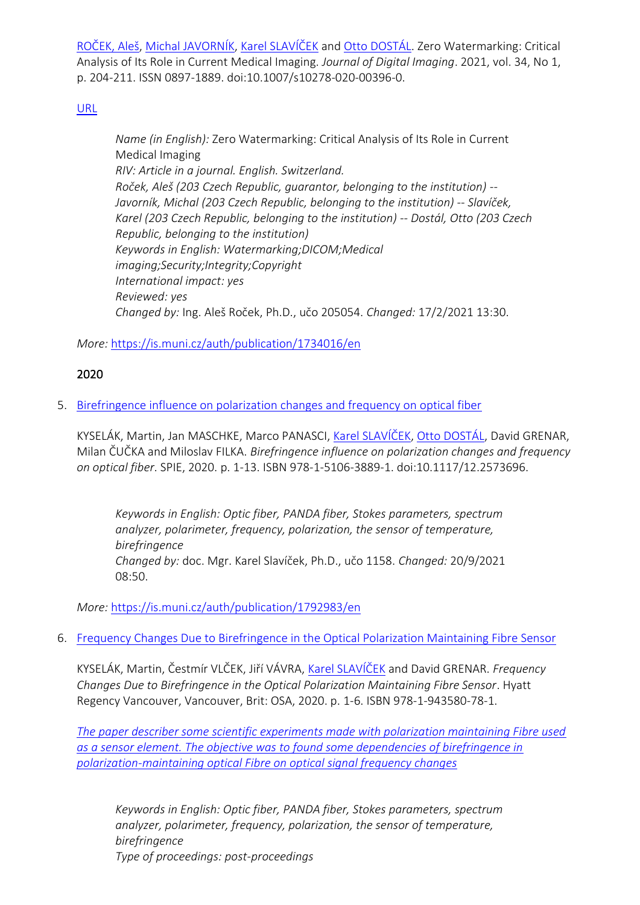[ROČEK, Aleš](), [Michal JAVORNÍK](), [Karel SLAVÍČEK]() and [Otto DOSTÁL](). Zero Watermarking: Critical Analysis of Its Role in Current Medical Imaging. *Journal of Digital Imaging*. 2021, vol. 34, No 1, p. 204-211. ISSN 0897-1889. doi:10.1007/s10278-020-00396-0.

[URL]()

> *Name (in English):* Zero Watermarking: Critical Analysis of Its Role in Current Medical Imaging
> *RIV: Article in a journal. English. Switzerland.*
> *Roček, Aleš (203 Czech Republic, guarantor, belonging to the institution) -- Javorník, Michal (203 Czech Republic, belonging to the institution) -- Slavíček, Karel (203 Czech Republic, belonging to the institution) -- Dostál, Otto (203 Czech Republic, belonging to the institution)*
> *Keywords in English: Watermarking;DICOM;Medical imaging;Security;Integrity;Copyright*
> *International impact: yes*
> *Reviewed: yes*
> *Changed by:* Ing. Aleš Roček, Ph.D., učo 205054. *Changed:* 17/2/2021 13:30.

*More:* https://is.muni.cz/auth/publication/1734016/en

## 2020

5. [Birefringence influence on polarization changes and frequency on optical fiber]()

   KYSELÁK, Martin, Jan MASCHKE, Marco PANASCI, [Karel SLAVÍČEK](), [Otto DOSTÁL](), David GRENAR, Milan ČUČKA and Miloslav FILKA. *Birefringence influence on polarization changes and frequency on optical fiber*. SPIE, 2020. p. 1-13. ISBN 978-1-5106-3889-1. doi:10.1117/12.2573696.

   > *Keywords in English: Optic fiber, PANDA fiber, Stokes parameters, spectrum analyzer, polarimeter, frequency, polarization, the sensor of temperature, birefringence*
   > *Changed by:* doc. Mgr. Karel Slavíček, Ph.D., učo 1158. *Changed:* 20/9/2021 08:50.

   *More:* https://is.muni.cz/auth/publication/1792983/en

6. [Frequency Changes Due to Birefringence in the Optical Polarization Maintaining Fibre Sensor]()

   KYSELÁK, Martin, Čestmír VLČEK, Jiří VÁVRA, [Karel SLAVÍČEK]() and David GRENAR. *Frequency Changes Due to Birefringence in the Optical Polarization Maintaining Fibre Sensor*. Hyatt Regency Vancouver, Vancouver, Brit: OSA, 2020. p. 1-6. ISBN 978-1-943580-78-1.

   *The paper describer some scientific experiments made with polarization maintaining Fibre used as a sensor element. The objective was to found some dependencies of birefringence in polarization-maintaining optical Fibre on optical signal frequency changes*

   > *Keywords in English: Optic fiber, PANDA fiber, Stokes parameters, spectrum analyzer, polarimeter, frequency, polarization, the sensor of temperature, birefringence*
   > *Type of proceedings: post-proceedings*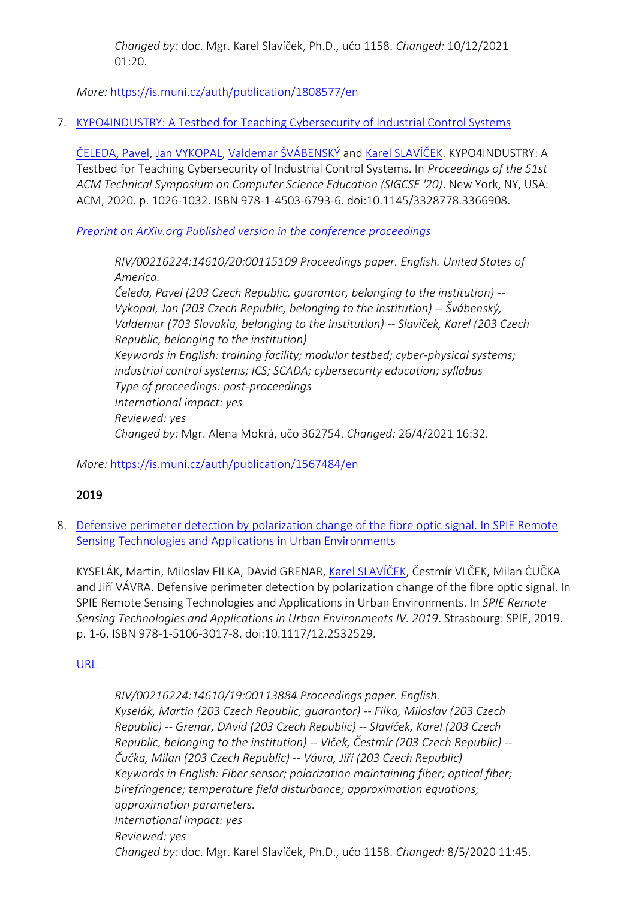*Changed by:* doc. Mgr. Karel Slavíček, Ph.D., učo 1158. *Changed:* 10/12/2021 01:20.

*More:* https://is.muni.cz/auth/publication/1808577/en

7. KYPO4INDUSTRY: A Testbed for Teaching Cybersecurity of Industrial Control Systems

   ČELEDA, Pavel, Jan VYKOPAL, Valdemar ŠVÁBENSKÝ and Karel SLAVÍČEK. KYPO4INDUSTRY: A Testbed for Teaching Cybersecurity of Industrial Control Systems. In *Proceedings of the 51st ACM Technical Symposium on Computer Science Education (SIGCSE '20)*. New York, NY, USA: ACM, 2020. p. 1026-1032. ISBN 978-1-4503-6793-6. doi:10.1145/3328778.3366908.

   *Preprint on ArXiv.org* *Published version in the conference proceedings*

   > *RIV/00216224:14610/20:00115109 Proceedings paper. English. United States of America.*
   > *Čeleda, Pavel (203 Czech Republic, guarantor, belonging to the institution) -- Vykopal, Jan (203 Czech Republic, belonging to the institution) -- Švábenský, Valdemar (703 Slovakia, belonging to the institution) -- Slavíček, Karel (203 Czech Republic, belonging to the institution)*
   > *Keywords in English: training facility; modular testbed; cyber-physical systems; industrial control systems; ICS; SCADA; cybersecurity education; syllabus*
   > *Type of proceedings: post-proceedings*
   > *International impact: yes*
   > *Reviewed: yes*
   > *Changed by:* Mgr. Alena Mokrá, učo 362754. *Changed:* 26/4/2021 16:32.

   *More:* https://is.muni.cz/auth/publication/1567484/en

## 2019

8. Defensive perimeter detection by polarization change of the fibre optic signal. In SPIE Remote Sensing Technologies and Applications in Urban Environments

   KYSELÁK, Martin, Miloslav FILKA, DAvid GRENAR, Karel SLAVÍČEK, Čestmír VLČEK, Milan ČUČKA and Jiří VÁVRA. Defensive perimeter detection by polarization change of the fibre optic signal. In SPIE Remote Sensing Technologies and Applications in Urban Environments. In *SPIE Remote Sensing Technologies and Applications in Urban Environments IV. 2019*. Strasbourg: SPIE, 2019. p. 1-6. ISBN 978-1-5106-3017-8. doi:10.1117/12.2532529.

   URL

   > *RIV/00216224:14610/19:00113884 Proceedings paper. English.*
   > *Kyselák, Martin (203 Czech Republic, guarantor) -- Filka, Miloslav (203 Czech Republic) -- Grenar, DAvid (203 Czech Republic) -- Slavíček, Karel (203 Czech Republic, belonging to the institution) -- Vlček, Čestmír (203 Czech Republic) -- Čučka, Milan (203 Czech Republic) -- Vávra, Jiří (203 Czech Republic)*
   > *Keywords in English: Fiber sensor; polarization maintaining fiber; optical fiber; birefringence; temperature field disturbance; approximation equations; approximation parameters.*
   > *International impact: yes*
   > *Reviewed: yes*
   > *Changed by:* doc. Mgr. Karel Slavíček, Ph.D., učo 1158. *Changed:* 8/5/2020 11:45.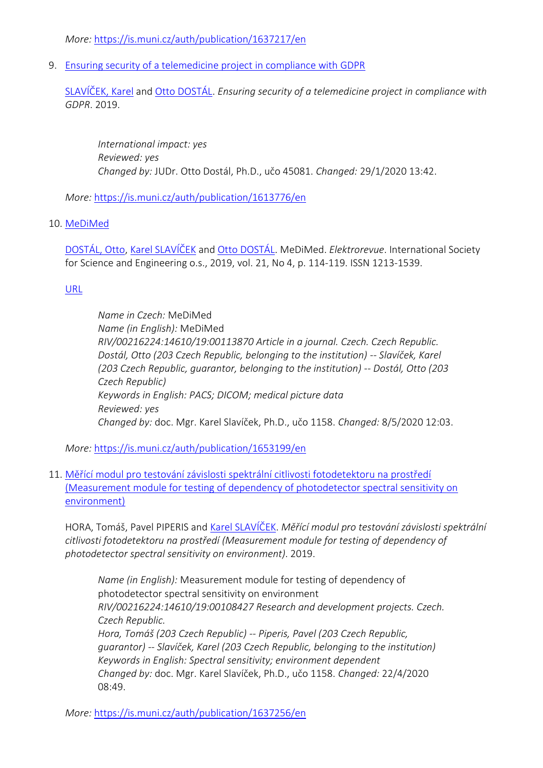*More:* https://is.muni.cz/auth/publication/1637217/en

9. [Ensuring security of a telemedicine project in compliance with GDPR](https://is.muni.cz/auth/publication/1613776/en)

   SLAVÍČEK, Karel and Otto DOSTÁL. *Ensuring security of a telemedicine project in compliance with GDPR*. 2019.

   > *International impact:* yes
   > *Reviewed:* yes
   > *Changed by:* JUDr. Otto Dostál, Ph.D., učo 45081. *Changed:* 29/1/2020 13:42.

   *More:* https://is.muni.cz/auth/publication/1613776/en

10. [MeDiMed](https://is.muni.cz/auth/publication/1653199/en)

    DOSTÁL, Otto, Karel SLAVÍČEK and Otto DOSTÁL. MeDiMed. *Elektrorevue*. International Society for Science and Engineering o.s., 2019, vol. 21, No 4, p. 114-119. ISSN 1213-1539.

    URL

    > *Name in Czech:* MeDiMed
    > *Name (in English):* MeDiMed
    > *RIV/00216224:14610/19:00113870 Article in a journal. Czech. Czech Republic.*
    > *Dostál, Otto (203 Czech Republic, belonging to the institution) -- Slavíček, Karel (203 Czech Republic, guarantor, belonging to the institution) -- Dostál, Otto (203 Czech Republic)*
    > *Keywords in English: PACS; DICOM; medical picture data*
    > *Reviewed:* yes
    > *Changed by:* doc. Mgr. Karel Slavíček, Ph.D., učo 1158. *Changed:* 8/5/2020 12:03.

    *More:* https://is.muni.cz/auth/publication/1653199/en

11. [Měřící modul pro testování závislosti spektrální citlivosti fotodetektoru na prostředí (Measurement module for testing of dependency of photodetector spectral sensitivity on environment)](https://is.muni.cz/auth/publication/1637256/en)

    HORA, Tomáš, Pavel PIPERIS and Karel SLAVÍČEK. *Měřící modul pro testování závislosti spektrální citlivosti fotodetektoru na prostředí (Measurement module for testing of dependency of photodetector spectral sensitivity on environment)*. 2019.

    > *Name (in English):* Measurement module for testing of dependency of photodetector spectral sensitivity on environment
    > *RIV/00216224:14610/19:00108427 Research and development projects. Czech. Czech Republic.*
    > *Hora, Tomáš (203 Czech Republic) -- Piperis, Pavel (203 Czech Republic, guarantor) -- Slavíček, Karel (203 Czech Republic, belonging to the institution)*
    > *Keywords in English: Spectral sensitivity; environment dependent*
    > *Changed by:* doc. Mgr. Karel Slavíček, Ph.D., učo 1158. *Changed:* 22/4/2020 08:49.

    *More:* https://is.muni.cz/auth/publication/1637256/en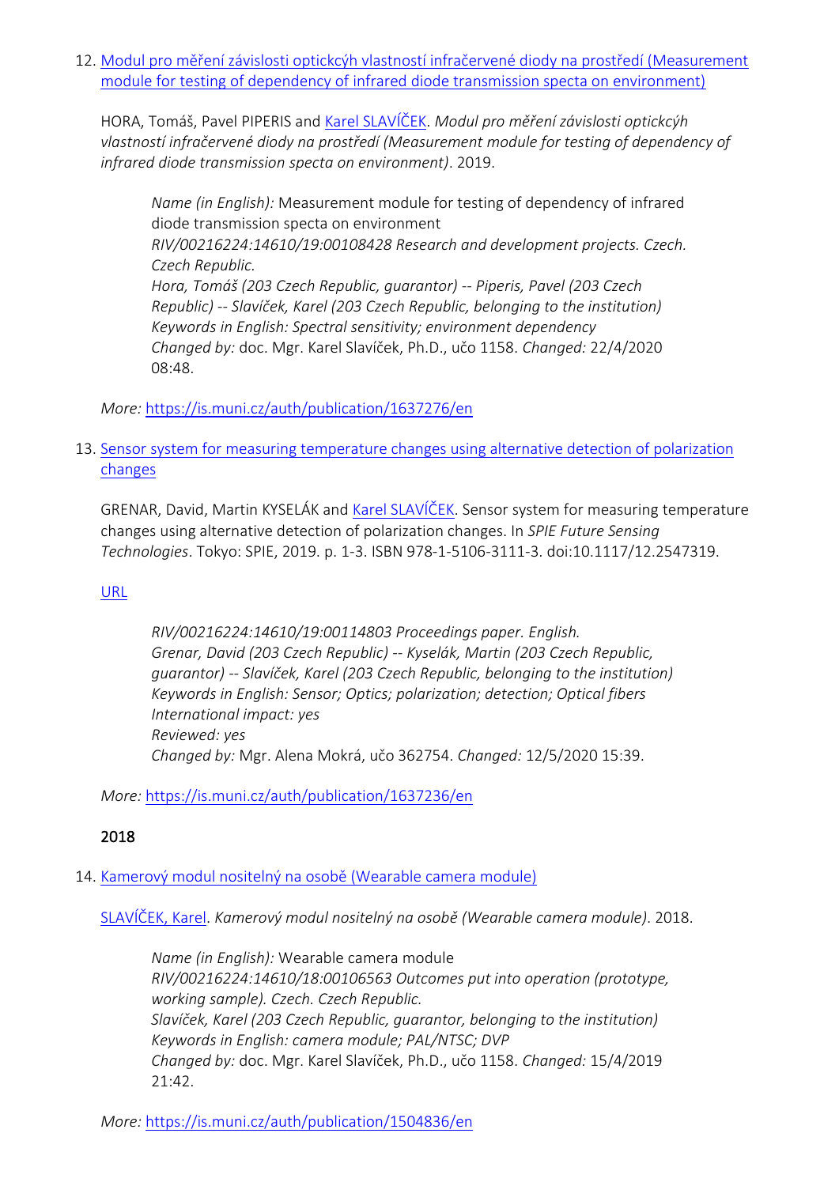12. [Modul pro měření závislosti optickcýh vlastností infračervené diody na prostředí (Measurement module for testing of dependency of infrared diode transmission specta on environment)]()

    HORA, Tomáš, Pavel PIPERIS and [Karel SLAVÍČEK](). *Modul pro měření závislosti optickcýh vlastností infračervené diody na prostředí (Measurement module for testing of dependency of infrared diode transmission specta on environment)*. 2019.

    > *Name (in English):* Measurement module for testing of dependency of infrared diode transmission specta on environment
    > *RIV/00216224:14610/19:00108428 Research and development projects. Czech. Czech Republic.*
    > *Hora, Tomáš (203 Czech Republic, guarantor) -- Piperis, Pavel (203 Czech Republic) -- Slavíček, Karel (203 Czech Republic, belonging to the institution)*
    > *Keywords in English: Spectral sensitivity; environment dependency*
    > *Changed by:* doc. Mgr. Karel Slavíček, Ph.D., učo 1158. *Changed:* 22/4/2020 08:48.

    *More:* [https://is.muni.cz/auth/publication/1637276/en](https://is.muni.cz/auth/publication/1637276/en)

13. [Sensor system for measuring temperature changes using alternative detection of polarization changes]()

    GRENAR, David, Martin KYSELÁK and [Karel SLAVÍČEK](). Sensor system for measuring temperature changes using alternative detection of polarization changes. In *SPIE Future Sensing Technologies*. Tokyo: SPIE, 2019. p. 1-3. ISBN 978-1-5106-3111-3. doi:10.1117/12.2547319.

    [URL]()

    > *RIV/00216224:14610/19:00114803 Proceedings paper. English.*
    > *Grenar, David (203 Czech Republic) -- Kyselák, Martin (203 Czech Republic, guarantor) -- Slavíček, Karel (203 Czech Republic, belonging to the institution)*
    > *Keywords in English: Sensor; Optics; polarization; detection; Optical fibers*
    > *International impact: yes*
    > *Reviewed: yes*
    > *Changed by:* Mgr. Alena Mokrá, učo 362754. *Changed:* 12/5/2020 15:39.

    *More:* [https://is.muni.cz/auth/publication/1637236/en](https://is.muni.cz/auth/publication/1637236/en)

**2018**

14. [Kamerový modul nositelný na osobě (Wearable camera module)]()

    [SLAVÍČEK, Karel](). *Kamerový modul nositelný na osobě (Wearable camera module)*. 2018.

    > *Name (in English):* Wearable camera module
    > *RIV/00216224:14610/18:00106563 Outcomes put into operation (prototype, working sample). Czech. Czech Republic.*
    > *Slavíček, Karel (203 Czech Republic, guarantor, belonging to the institution)*
    > *Keywords in English: camera module; PAL/NTSC; DVP*
    > *Changed by:* doc. Mgr. Karel Slavíček, Ph.D., učo 1158. *Changed:* 15/4/2019 21:42.

    *More:* [https://is.muni.cz/auth/publication/1504836/en](https://is.muni.cz/auth/publication/1504836/en)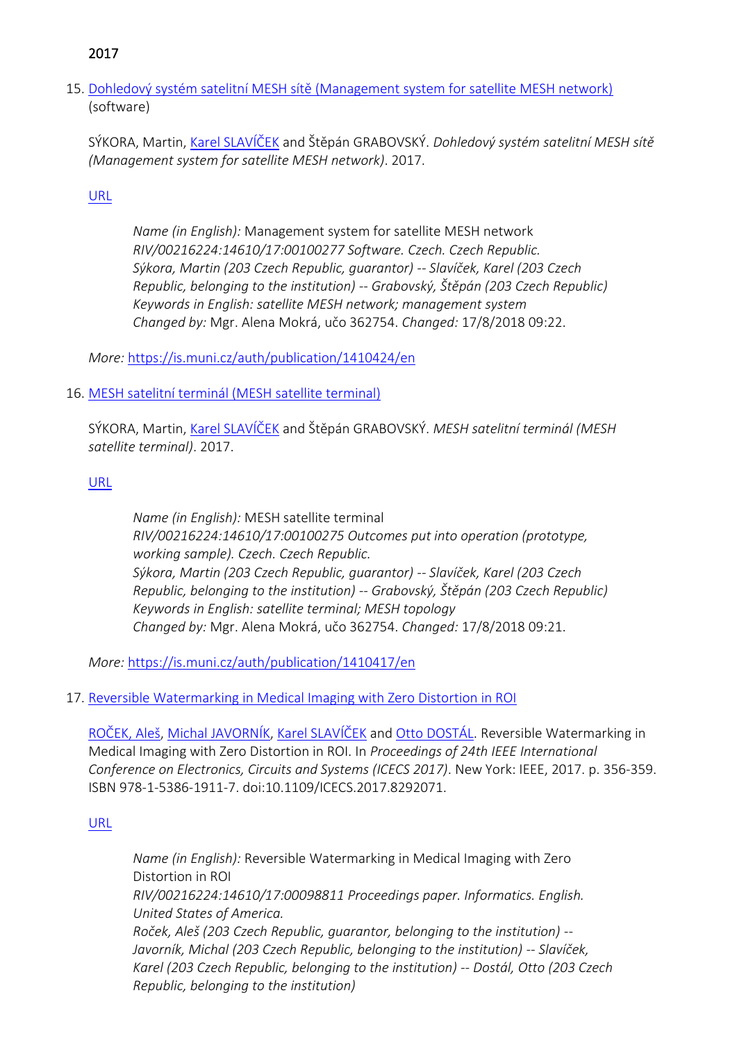2017

15. [Dohledový systém satelitní MESH sítě (Management system for satellite MESH network)](#) (software)

    SÝKORA, Martin, [Karel SLAVÍČEK](#) and Štěpán GRABOVSKÝ. *Dohledový systém satelitní MESH sítě (Management system for satellite MESH network)*. 2017.

    [URL](#)

    > *Name (in English):* Management system for satellite MESH network
    > *RIV/00216224:14610/17:00100277 Software. Czech. Czech Republic.*
    > *Sýkora, Martin (203 Czech Republic, guarantor) -- Slavíček, Karel (203 Czech Republic, belonging to the institution) -- Grabovský, Štěpán (203 Czech Republic)*
    > *Keywords in English: satellite MESH network; management system*
    > *Changed by:* Mgr. Alena Mokrá, učo 362754. *Changed:* 17/8/2018 09:22.

    *More:* https://is.muni.cz/auth/publication/1410424/en

16. [MESH satelitní terminál (MESH satellite terminal)](#)

    SÝKORA, Martin, [Karel SLAVÍČEK](#) and Štěpán GRABOVSKÝ. *MESH satelitní terminál (MESH satellite terminal)*. 2017.

    [URL](#)

    > *Name (in English):* MESH satellite terminal
    > *RIV/00216224:14610/17:00100275 Outcomes put into operation (prototype, working sample). Czech. Czech Republic.*
    > *Sýkora, Martin (203 Czech Republic, guarantor) -- Slavíček, Karel (203 Czech Republic, belonging to the institution) -- Grabovský, Štěpán (203 Czech Republic)*
    > *Keywords in English: satellite terminal; MESH topology*
    > *Changed by:* Mgr. Alena Mokrá, učo 362754. *Changed:* 17/8/2018 09:21.

    *More:* https://is.muni.cz/auth/publication/1410417/en

17. [Reversible Watermarking in Medical Imaging with Zero Distortion in ROI](#)

    [ROČEK, Aleš](#), [Michal JAVORNÍK](#), [Karel SLAVÍČEK](#) and [Otto DOSTÁL](#). Reversible Watermarking in Medical Imaging with Zero Distortion in ROI. In *Proceedings of 24th IEEE International Conference on Electronics, Circuits and Systems (ICECS 2017)*. New York: IEEE, 2017. p. 356-359. ISBN 978-1-5386-1911-7. doi:10.1109/ICECS.2017.8292071.

    [URL](#)

    > *Name (in English):* Reversible Watermarking in Medical Imaging with Zero Distortion in ROI
    > *RIV/00216224:14610/17:00098811 Proceedings paper. Informatics. English. United States of America.*
    > *Roček, Aleš (203 Czech Republic, guarantor, belonging to the institution) -- Javorník, Michal (203 Czech Republic, belonging to the institution) -- Slavíček, Karel (203 Czech Republic, belonging to the institution) -- Dostál, Otto (203 Czech Republic, belonging to the institution)*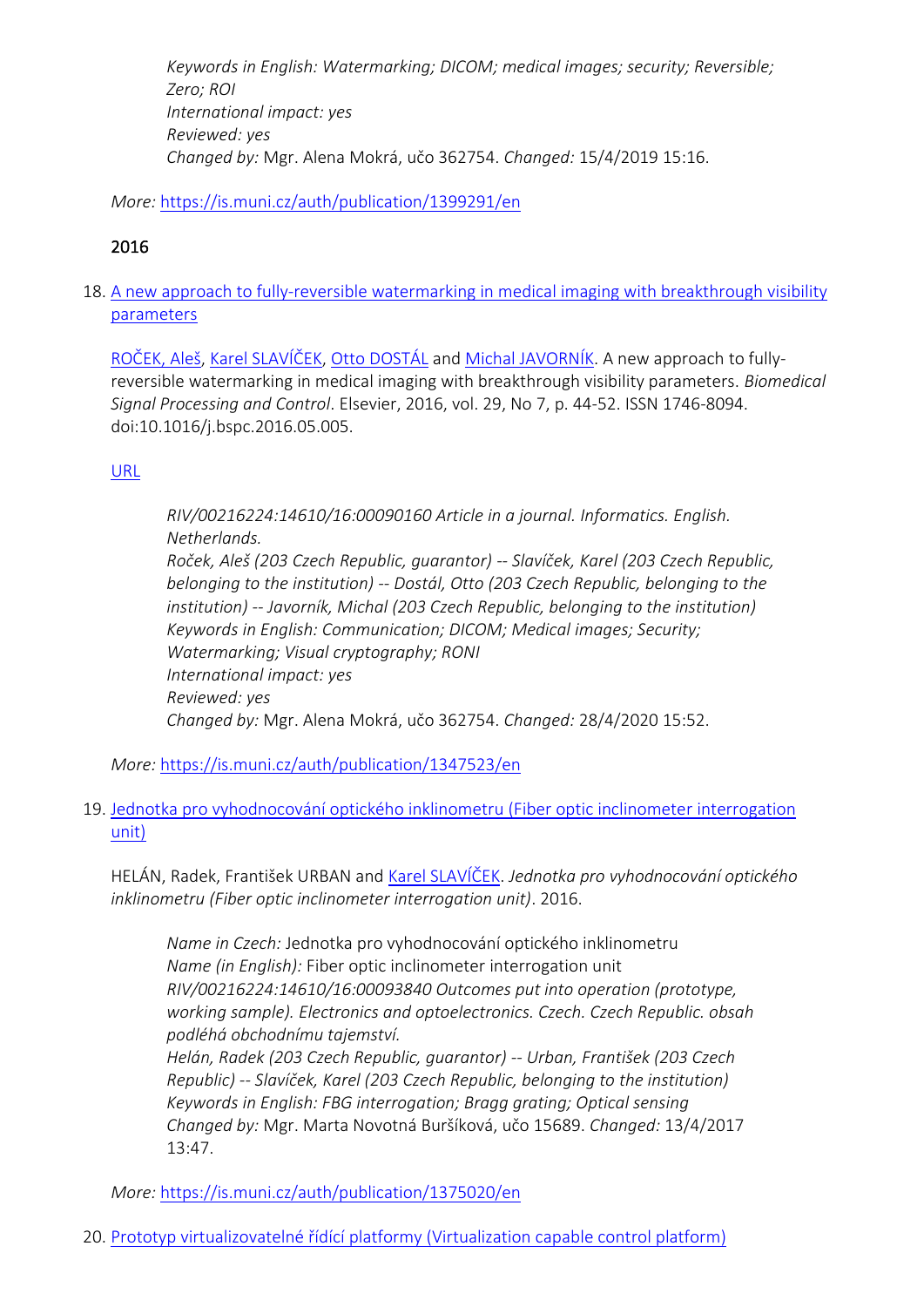*Keywords in English: Watermarking; DICOM; medical images; security; Reversible; Zero; ROI*
*International impact: yes*
*Reviewed: yes*
*Changed by:* Mgr. Alena Mokrá, učo 362754. *Changed:* 15/4/2019 15:16.

*More:* https://is.muni.cz/auth/publication/1399291/en

## 2016

18. [A new approach to fully-reversible watermarking in medical imaging with breakthrough visibility parameters](#)

    [ROČEK, Aleš](#), [Karel SLAVÍČEK](#), [Otto DOSTÁL](#) and [Michal JAVORNÍK](#). A new approach to fully-reversible watermarking in medical imaging with breakthrough visibility parameters. *Biomedical Signal Processing and Control*. Elsevier, 2016, vol. 29, No 7, p. 44-52. ISSN 1746-8094. doi:10.1016/j.bspc.2016.05.005.

    [URL](#)

    > *RIV/00216224:14610/16:00090160 Article in a journal. Informatics. English. Netherlands.*
    > *Roček, Aleš (203 Czech Republic, guarantor) -- Slavíček, Karel (203 Czech Republic, belonging to the institution) -- Dostál, Otto (203 Czech Republic, belonging to the institution) -- Javorník, Michal (203 Czech Republic, belonging to the institution)*
    > *Keywords in English: Communication; DICOM; Medical images; Security; Watermarking; Visual cryptography; RONI*
    > *International impact: yes*
    > *Reviewed: yes*
    > *Changed by:* Mgr. Alena Mokrá, učo 362754. *Changed:* 28/4/2020 15:52.

    *More:* https://is.muni.cz/auth/publication/1347523/en

19. [Jednotka pro vyhodnocování optického inklinometru (Fiber optic inclinometer interrogation unit)](#)

    HELÁN, Radek, František URBAN and [Karel SLAVÍČEK](#). *Jednotka pro vyhodnocování optického inklinometru (Fiber optic inclinometer interrogation unit)*. 2016.

    > *Name in Czech:* Jednotka pro vyhodnocování optického inklinometru
    > *Name (in English):* Fiber optic inclinometer interrogation unit
    > *RIV/00216224:14610/16:00093840 Outcomes put into operation (prototype, working sample). Electronics and optoelectronics. Czech. Czech Republic. obsah podléhá obchodnímu tajemství.*
    > *Helán, Radek (203 Czech Republic, guarantor) -- Urban, František (203 Czech Republic) -- Slavíček, Karel (203 Czech Republic, belonging to the institution)*
    > *Keywords in English: FBG interrogation; Bragg grating; Optical sensing*
    > *Changed by:* Mgr. Marta Novotná Buršíková, učo 15689. *Changed:* 13/4/2017 13:47.

    *More:* https://is.muni.cz/auth/publication/1375020/en

20. [Prototyp virtualizovatelné řídící platformy (Virtualization capable control platform)](#)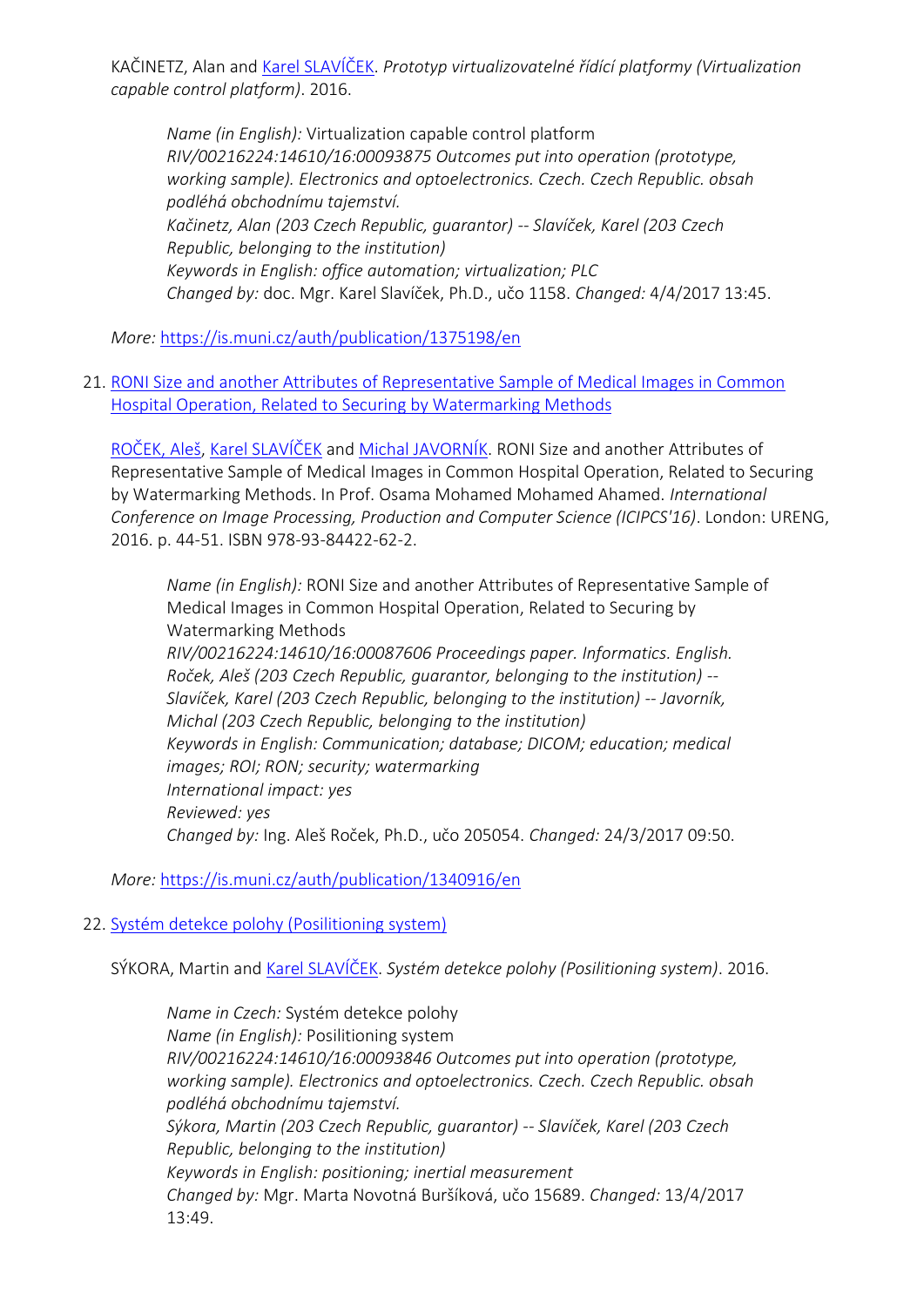KAČINETZ, Alan and [Karel SLAVÍČEK](). *Prototyp virtualizovatelné řídící platformy (Virtualization capable control platform)*. 2016.

> *Name (in English):* Virtualization capable control platform
> *RIV/00216224:14610/16:00093875 Outcomes put into operation (prototype, working sample). Electronics and optoelectronics. Czech. Czech Republic. obsah podléhá obchodnímu tajemství.*
> *Kačinetz, Alan (203 Czech Republic, guarantor) -- Slavíček, Karel (203 Czech Republic, belonging to the institution)*
> *Keywords in English: office automation; virtualization; PLC*
> *Changed by:* doc. Mgr. Karel Slavíček, Ph.D., učo 1158. *Changed:* 4/4/2017 13:45.

*More:* https://is.muni.cz/auth/publication/1375198/en

21. RONI Size and another Attributes of Representative Sample of Medical Images in Common Hospital Operation, Related to Securing by Watermarking Methods

ROČEK, Aleš, Karel SLAVÍČEK and Michal JAVORNÍK. RONI Size and another Attributes of Representative Sample of Medical Images in Common Hospital Operation, Related to Securing by Watermarking Methods. In Prof. Osama Mohamed Mohamed Ahamed. *International Conference on Image Processing, Production and Computer Science (ICIPCS'16)*. London: URENG, 2016. p. 44-51. ISBN 978-93-84422-62-2.

> *Name (in English):* RONI Size and another Attributes of Representative Sample of Medical Images in Common Hospital Operation, Related to Securing by Watermarking Methods
> *RIV/00216224:14610/16:00087606 Proceedings paper. Informatics. English.*
> *Roček, Aleš (203 Czech Republic, guarantor, belonging to the institution) -- Slavíček, Karel (203 Czech Republic, belonging to the institution) -- Javorník, Michal (203 Czech Republic, belonging to the institution)*
> *Keywords in English: Communication; database; DICOM; education; medical images; ROI; RON; security; watermarking*
> *International impact: yes*
> *Reviewed: yes*
> *Changed by:* Ing. Aleš Roček, Ph.D., učo 205054. *Changed:* 24/3/2017 09:50.

*More:* https://is.muni.cz/auth/publication/1340916/en

22. Systém detekce polohy (Posilitioning system)

SÝKORA, Martin and Karel SLAVÍČEK. *Systém detekce polohy (Posilitioning system)*. 2016.

> *Name in Czech:* Systém detekce polohy
> *Name (in English):* Posilitioning system
> *RIV/00216224:14610/16:00093846 Outcomes put into operation (prototype, working sample). Electronics and optoelectronics. Czech. Czech Republic. obsah podléhá obchodnímu tajemství.*
> *Sýkora, Martin (203 Czech Republic, guarantor) -- Slavíček, Karel (203 Czech Republic, belonging to the institution)*
> *Keywords in English: positioning; inertial measurement*
> *Changed by:* Mgr. Marta Novotná Buršíková, učo 15689. *Changed:* 13/4/2017 13:49.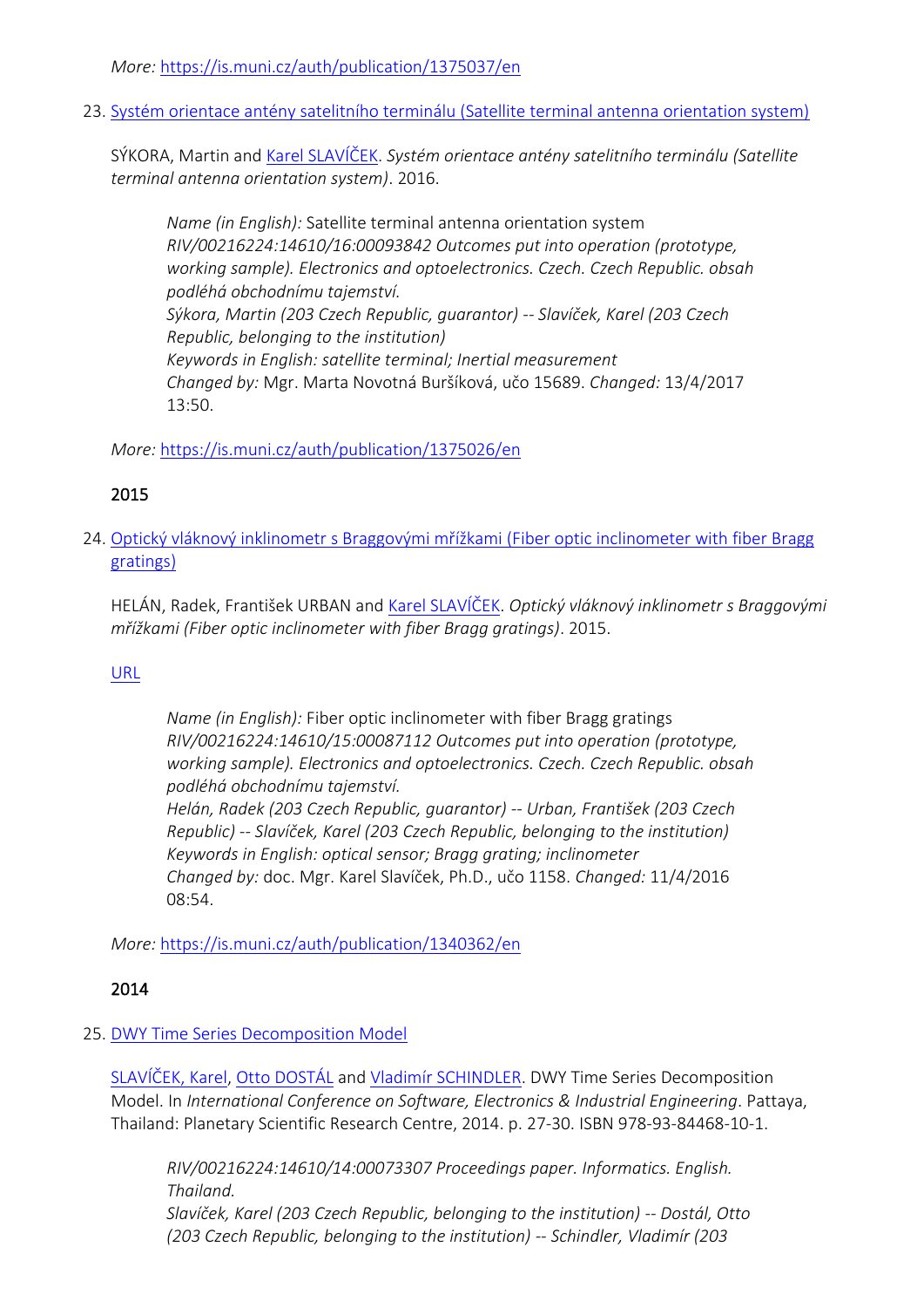*More:* https://is.muni.cz/auth/publication/1375037/en

23. Systém orientace antény satelitního terminálu (Satellite terminal antenna orientation system)

    SÝKORA, Martin and Karel SLAVÍČEK. *Systém orientace antény satelitního terminálu (Satellite terminal antenna orientation system)*. 2016.

    > *Name (in English):* Satellite terminal antenna orientation system
    > *RIV/00216224:14610/16:00093842 Outcomes put into operation (prototype, working sample). Electronics and optoelectronics. Czech. Czech Republic. obsah podléhá obchodnímu tajemství.*
    > *Sýkora, Martin (203 Czech Republic, guarantor) -- Slavíček, Karel (203 Czech Republic, belonging to the institution)*
    > *Keywords in English: satellite terminal; Inertial measurement*
    > *Changed by:* Mgr. Marta Novotná Buršíková, učo 15689. *Changed:* 13/4/2017 13:50.

    *More:* https://is.muni.cz/auth/publication/1375026/en

## 2015

24. Optický vláknový inklinometr s Braggovými mřížkami (Fiber optic inclinometer with fiber Bragg gratings)

    HELÁN, Radek, František URBAN and Karel SLAVÍČEK. *Optický vláknový inklinometr s Braggovými mřížkami (Fiber optic inclinometer with fiber Bragg gratings)*. 2015.

    URL

    > *Name (in English):* Fiber optic inclinometer with fiber Bragg gratings
    > *RIV/00216224:14610/15:00087112 Outcomes put into operation (prototype, working sample). Electronics and optoelectronics. Czech. Czech Republic. obsah podléhá obchodnímu tajemství.*
    > *Helán, Radek (203 Czech Republic, guarantor) -- Urban, František (203 Czech Republic) -- Slavíček, Karel (203 Czech Republic, belonging to the institution)*
    > *Keywords in English: optical sensor; Bragg grating; inclinometer*
    > *Changed by:* doc. Mgr. Karel Slavíček, Ph.D., učo 1158. *Changed:* 11/4/2016 08:54.

    *More:* https://is.muni.cz/auth/publication/1340362/en

## 2014

25. DWY Time Series Decomposition Model

    SLAVÍČEK, Karel, Otto DOSTÁL and Vladimír SCHINDLER. DWY Time Series Decomposition Model. In *International Conference on Software, Electronics & Industrial Engineering*. Pattaya, Thailand: Planetary Scientific Research Centre, 2014. p. 27-30. ISBN 978-93-84468-10-1.

    > *RIV/00216224:14610/14:00073307 Proceedings paper. Informatics. English. Thailand.*
    > *Slavíček, Karel (203 Czech Republic, belonging to the institution) -- Dostál, Otto (203 Czech Republic, belonging to the institution) -- Schindler, Vladimír (203*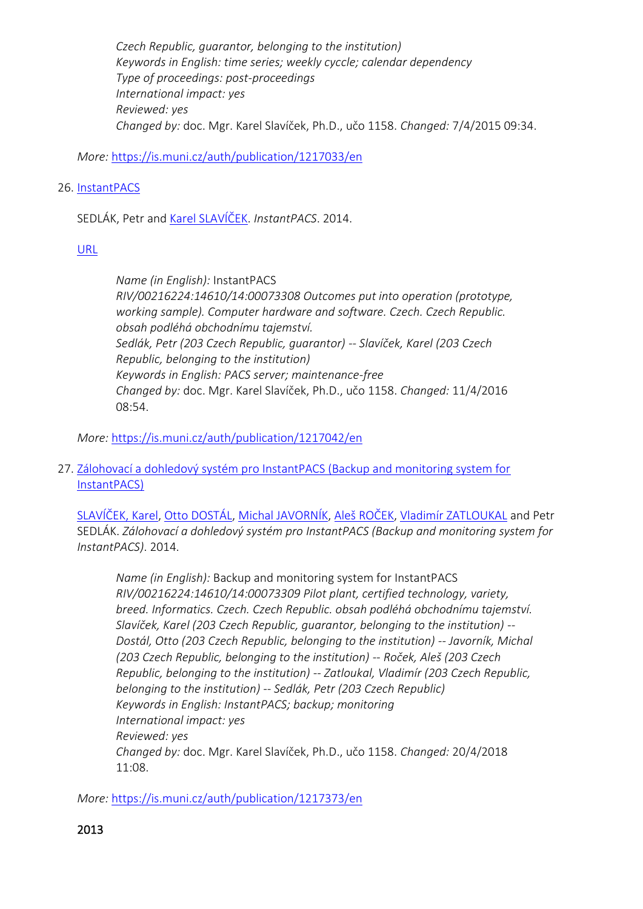*Czech Republic, guarantor, belonging to the institution)*
*Keywords in English: time series; weekly cyccle; calendar dependency*
*Type of proceedings: post-proceedings*
*International impact: yes*
*Reviewed: yes*
*Changed by:* doc. Mgr. Karel Slavíček, Ph.D., učo 1158. *Changed:* 7/4/2015 09:34.

*More:* https://is.muni.cz/auth/publication/1217033/en

26. InstantPACS

SEDLÁK, Petr and Karel SLAVÍČEK. *InstantPACS*. 2014.

URL

*Name (in English):* InstantPACS
*RIV/00216224:14610/14:00073308 Outcomes put into operation (prototype, working sample). Computer hardware and software. Czech. Czech Republic. obsah podléhá obchodnímu tajemství.*
*Sedlák, Petr (203 Czech Republic, guarantor) -- Slavíček, Karel (203 Czech Republic, belonging to the institution)*
*Keywords in English: PACS server; maintenance-free*
*Changed by:* doc. Mgr. Karel Slavíček, Ph.D., učo 1158. *Changed:* 11/4/2016 08:54.

*More:* https://is.muni.cz/auth/publication/1217042/en

27. Zálohovací a dohledový systém pro InstantPACS (Backup and monitoring system for InstantPACS)

SLAVÍČEK, Karel, Otto DOSTÁL, Michal JAVORNÍK, Aleš ROČEK, Vladimír ZATLOUKAL and Petr SEDLÁK. *Zálohovací a dohledový systém pro InstantPACS (Backup and monitoring system for InstantPACS)*. 2014.

*Name (in English):* Backup and monitoring system for InstantPACS
*RIV/00216224:14610/14:00073309 Pilot plant, certified technology, variety, breed. Informatics. Czech. Czech Republic. obsah podléhá obchodnímu tajemství.*
*Slavíček, Karel (203 Czech Republic, guarantor, belonging to the institution) -- Dostál, Otto (203 Czech Republic, belonging to the institution) -- Javorník, Michal (203 Czech Republic, belonging to the institution) -- Roček, Aleš (203 Czech Republic, belonging to the institution) -- Zatloukal, Vladimír (203 Czech Republic, belonging to the institution) -- Sedlák, Petr (203 Czech Republic)*
*Keywords in English: InstantPACS; backup; monitoring*
*International impact: yes*
*Reviewed: yes*
*Changed by:* doc. Mgr. Karel Slavíček, Ph.D., učo 1158. *Changed:* 20/4/2018 11:08.

*More:* https://is.muni.cz/auth/publication/1217373/en

## 2013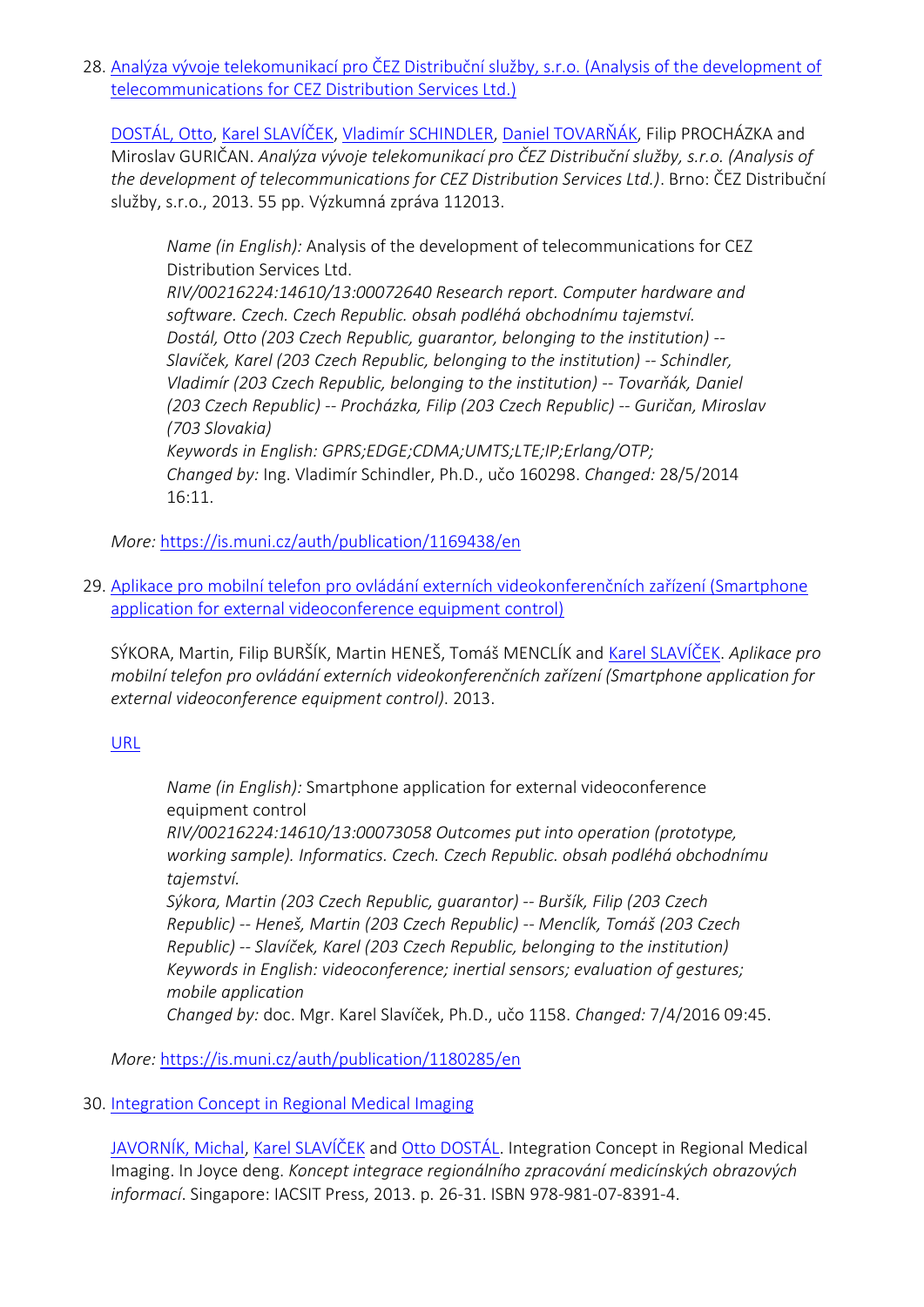28. [Analýza vývoje telekomunikací pro ČEZ Distribuční služby, s.r.o. (Analysis of the development of telecommunications for CEZ Distribution Services Ltd.)](https://is.muni.cz/auth/publication/1169438/en)

    [DOSTÁL, Otto](), [Karel SLAVÍČEK](), [Vladimír SCHINDLER](), [Daniel TOVARŇÁK](), Filip PROCHÁZKA and Miroslav GURIČAN. *Analýza vývoje telekomunikací pro ČEZ Distribuční služby, s.r.o. (Analysis of the development of telecommunications for CEZ Distribution Services Ltd.)*. Brno: ČEZ Distribuční služby, s.r.o., 2013. 55 pp. Výzkumná zpráva 112013.

    > *Name (in English):* Analysis of the development of telecommunications for CEZ Distribution Services Ltd.
    > *RIV/00216224:14610/13:00072640 Research report. Computer hardware and software. Czech. Czech Republic. obsah podléhá obchodnímu tajemství.*
    > *Dostál, Otto (203 Czech Republic, guarantor, belonging to the institution) -- Slavíček, Karel (203 Czech Republic, belonging to the institution) -- Schindler, Vladimír (203 Czech Republic, belonging to the institution) -- Tovarňák, Daniel (203 Czech Republic) -- Procházka, Filip (203 Czech Republic) -- Guričan, Miroslav (703 Slovakia)*
    > *Keywords in English: GPRS;EDGE;CDMA;UMTS;LTE;IP;Erlang/OTP;*
    > *Changed by:* Ing. Vladimír Schindler, Ph.D., učo 160298. *Changed:* 28/5/2014 16:11.

    *More:* https://is.muni.cz/auth/publication/1169438/en

29. [Aplikace pro mobilní telefon pro ovládání externích videokonferenčních zařízení (Smartphone application for external videoconference equipment control)](https://is.muni.cz/auth/publication/1180285/en)

    SÝKORA, Martin, Filip BURŠÍK, Martin HENEŠ, Tomáš MENCLÍK and [Karel SLAVÍČEK](). *Aplikace pro mobilní telefon pro ovládání externích videokonferenčních zařízení (Smartphone application for external videoconference equipment control)*. 2013.

    [URL]()

    > *Name (in English):* Smartphone application for external videoconference equipment control
    > *RIV/00216224:14610/13:00073058 Outcomes put into operation (prototype, working sample). Informatics. Czech. Czech Republic. obsah podléhá obchodnímu tajemství.*
    > *Sýkora, Martin (203 Czech Republic, guarantor) -- Buršík, Filip (203 Czech Republic) -- Heneš, Martin (203 Czech Republic) -- Menclík, Tomáš (203 Czech Republic) -- Slavíček, Karel (203 Czech Republic, belonging to the institution)*
    > *Keywords in English: videoconference; inertial sensors; evaluation of gestures; mobile application*
    > *Changed by:* doc. Mgr. Karel Slavíček, Ph.D., učo 1158. *Changed:* 7/4/2016 09:45.

    *More:* https://is.muni.cz/auth/publication/1180285/en

30. [Integration Concept in Regional Medical Imaging]()

    [JAVORNÍK, Michal](), [Karel SLAVÍČEK]() and [Otto DOSTÁL](). Integration Concept in Regional Medical Imaging. In Joyce deng. *Koncept integrace regionálního zpracování medicínských obrazových informací*. Singapore: IACSIT Press, 2013. p. 26-31. ISBN 978-981-07-8391-4.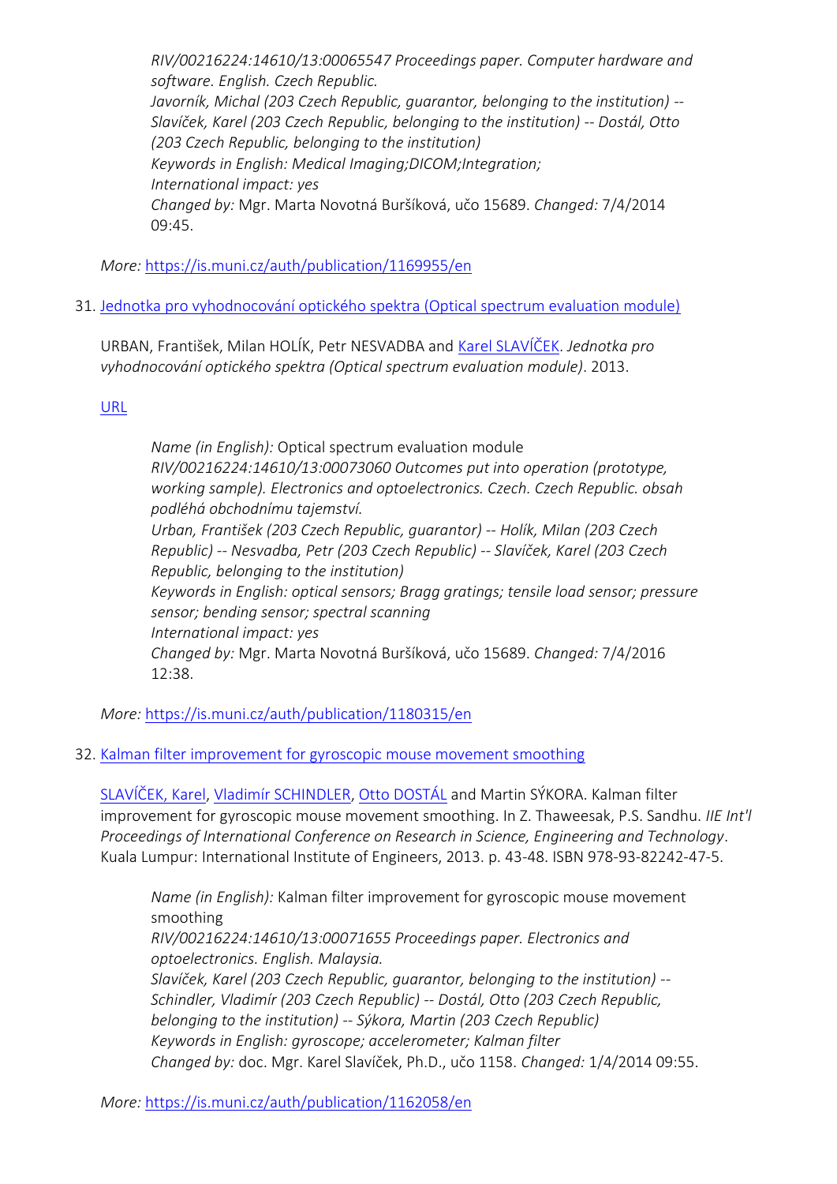*RIV/00216224:14610/13:00065547 Proceedings paper. Computer hardware and software. English. Czech Republic.*
*Javorník, Michal (203 Czech Republic, guarantor, belonging to the institution) -- Slavíček, Karel (203 Czech Republic, belonging to the institution) -- Dostál, Otto (203 Czech Republic, belonging to the institution)*
*Keywords in English: Medical Imaging;DICOM;Integration;*
*International impact: yes*
*Changed by:* Mgr. Marta Novotná Buršíková, učo 15689. *Changed:* 7/4/2014 09:45.

*More:* https://is.muni.cz/auth/publication/1169955/en

31. [Jednotka pro vyhodnocování optického spektra (Optical spectrum evaluation module)](https://is.muni.cz/auth/publication/1180315/en)

URBAN, František, Milan HOLÍK, Petr NESVADBA and Karel SLAVÍČEK. *Jednotka pro vyhodnocování optického spektra (Optical spectrum evaluation module)*. 2013.

URL

> *Name (in English):* Optical spectrum evaluation module
> *RIV/00216224:14610/13:00073060 Outcomes put into operation (prototype, working sample). Electronics and optoelectronics. Czech. Czech Republic. obsah podléhá obchodnímu tajemství.*
> *Urban, František (203 Czech Republic, guarantor) -- Holík, Milan (203 Czech Republic) -- Nesvadba, Petr (203 Czech Republic) -- Slavíček, Karel (203 Czech Republic, belonging to the institution)*
> *Keywords in English: optical sensors; Bragg gratings; tensile load sensor; pressure sensor; bending sensor; spectral scanning*
> *International impact: yes*
> *Changed by:* Mgr. Marta Novotná Buršíková, učo 15689. *Changed:* 7/4/2016 12:38.

*More:* https://is.muni.cz/auth/publication/1180315/en

32. [Kalman filter improvement for gyroscopic mouse movement smoothing](https://is.muni.cz/auth/publication/1162058/en)

SLAVÍČEK, Karel, Vladimír SCHINDLER, Otto DOSTÁL and Martin SÝKORA. Kalman filter improvement for gyroscopic mouse movement smoothing. In Z. Thaweesak, P.S. Sandhu. *IIE Int'l Proceedings of International Conference on Research in Science, Engineering and Technology*. Kuala Lumpur: International Institute of Engineers, 2013. p. 43-48. ISBN 978-93-82242-47-5.

> *Name (in English):* Kalman filter improvement for gyroscopic mouse movement smoothing
> *RIV/00216224:14610/13:00071655 Proceedings paper. Electronics and optoelectronics. English. Malaysia.*
> *Slavíček, Karel (203 Czech Republic, guarantor, belonging to the institution) -- Schindler, Vladimír (203 Czech Republic) -- Dostál, Otto (203 Czech Republic, belonging to the institution) -- Sýkora, Martin (203 Czech Republic)*
> *Keywords in English: gyroscope; accelerometer; Kalman filter*
> *Changed by:* doc. Mgr. Karel Slavíček, Ph.D., učo 1158. *Changed:* 1/4/2014 09:55.

*More:* https://is.muni.cz/auth/publication/1162058/en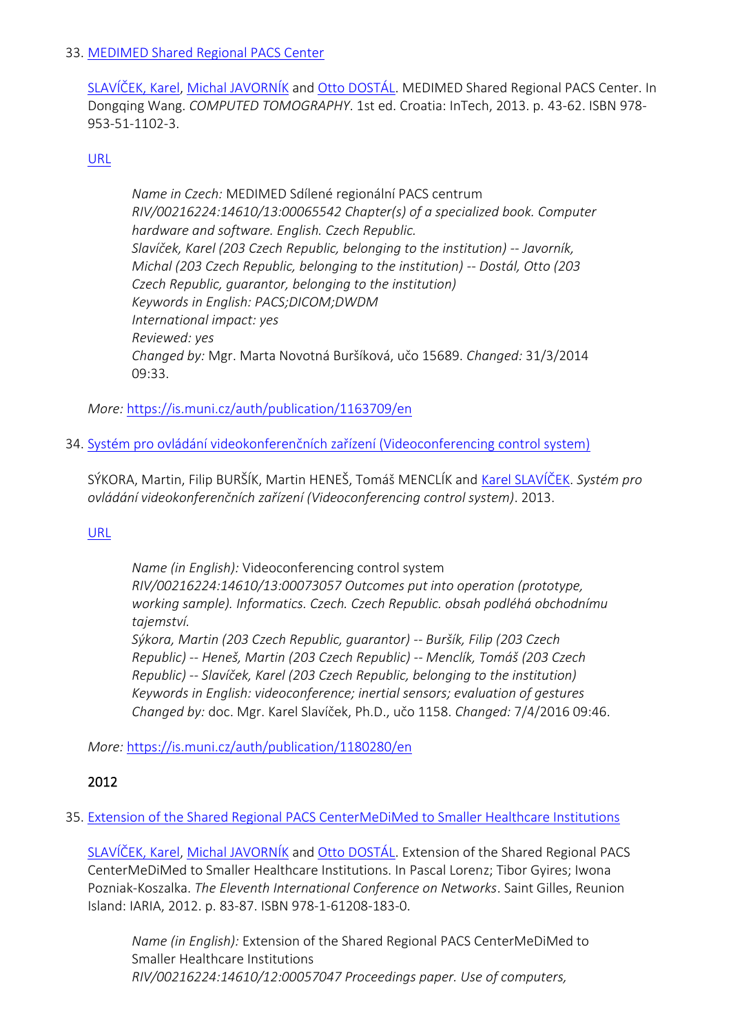33. [MEDIMED Shared Regional PACS Center]()

 [SLAVÍČEK, Karel](), [Michal JAVORNÍK]() and [Otto DOSTÁL](). MEDIMED Shared Regional PACS Center. In Dongqing Wang. *COMPUTED TOMOGRAPHY*. 1st ed. Croatia: InTech, 2013. p. 43-62. ISBN 978-953-51-1102-3.

 [URL]()

 > *Name in Czech:* MEDIMED Sdílené regionální PACS centrum
 > *RIV/00216224:14610/13:00065542 Chapter(s) of a specialized book. Computer hardware and software. English. Czech Republic.*
 > *Slavíček, Karel (203 Czech Republic, belonging to the institution) -- Javorník, Michal (203 Czech Republic, belonging to the institution) -- Dostál, Otto (203 Czech Republic, guarantor, belonging to the institution)*
 > *Keywords in English:* PACS;DICOM;DWDM
 > *International impact:* yes
 > *Reviewed:* yes
 > *Changed by:* Mgr. Marta Novotná Buršíková, učo 15689. *Changed:* 31/3/2014 09:33.

 *More:* https://is.muni.cz/auth/publication/1163709/en

34. [Systém pro ovládání videokonferenčních zařízení (Videoconferencing control system)]()

 SÝKORA, Martin, Filip BURŠÍK, Martin HENEŠ, Tomáš MENCLÍK and [Karel SLAVÍČEK](). *Systém pro ovládání videokonferenčních zařízení (Videoconferencing control system)*. 2013.

 [URL]()

 > *Name (in English):* Videoconferencing control system
 > *RIV/00216224:14610/13:00073057 Outcomes put into operation (prototype, working sample). Informatics. Czech. Czech Republic. obsah podléhá obchodnímu tajemství.*
 > *Sýkora, Martin (203 Czech Republic, guarantor) -- Buršík, Filip (203 Czech Republic) -- Heneš, Martin (203 Czech Republic) -- Menclík, Tomáš (203 Czech Republic) -- Slavíček, Karel (203 Czech Republic, belonging to the institution)*
 > *Keywords in English:* videoconference; inertial sensors; evaluation of gestures
 > *Changed by:* doc. Mgr. Karel Slavíček, Ph.D., učo 1158. *Changed:* 7/4/2016 09:46.

 *More:* https://is.muni.cz/auth/publication/1180280/en

## 2012

35. [Extension of the Shared Regional PACS CenterMeDiMed to Smaller Healthcare Institutions]()

 [SLAVÍČEK, Karel](), [Michal JAVORNÍK]() and [Otto DOSTÁL](). Extension of the Shared Regional PACS CenterMeDiMed to Smaller Healthcare Institutions. In Pascal Lorenz; Tibor Gyires; Iwona Pozniak-Koszalka. *The Eleventh International Conference on Networks*. Saint Gilles, Reunion Island: IARIA, 2012. p. 83-87. ISBN 978-1-61208-183-0.

 > *Name (in English):* Extension of the Shared Regional PACS CenterMeDiMed to Smaller Healthcare Institutions
 > *RIV/00216224:14610/12:00057047 Proceedings paper. Use of computers,*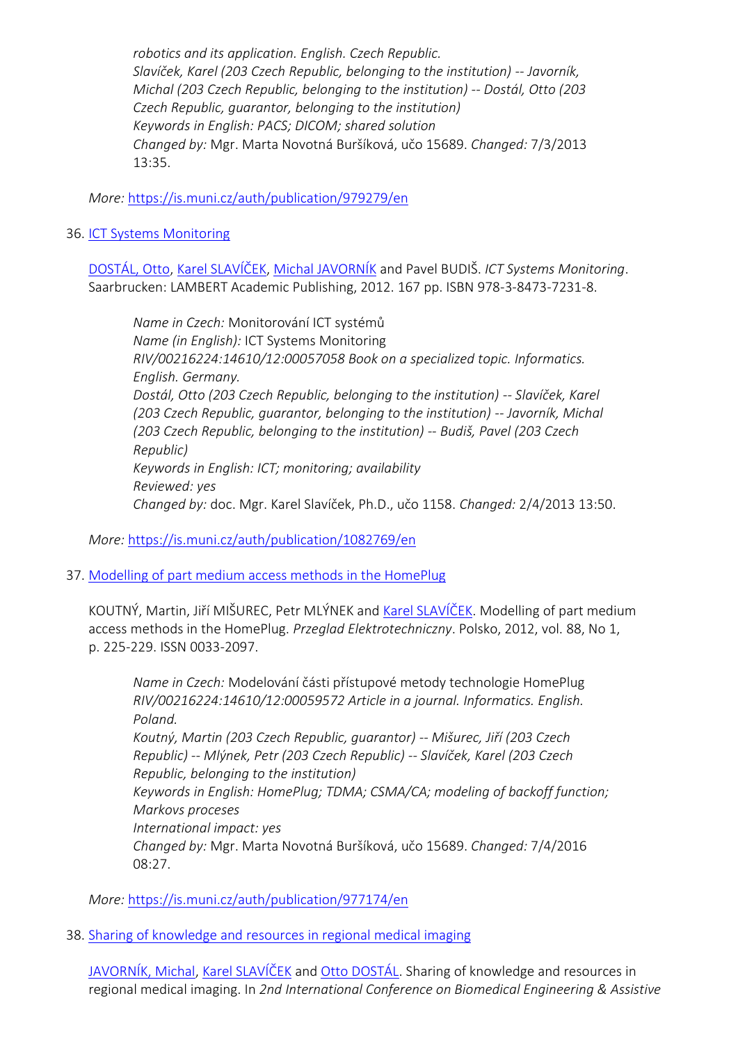*robotics and its application. English. Czech Republic.*
*Slavíček, Karel (203 Czech Republic, belonging to the institution) -- Javorník, Michal (203 Czech Republic, belonging to the institution) -- Dostál, Otto (203 Czech Republic, guarantor, belonging to the institution)*
*Keywords in English: PACS; DICOM; shared solution*
*Changed by:* Mgr. Marta Novotná Buršíková, učo 15689. *Changed:* 7/3/2013 13:35.

*More:* https://is.muni.cz/auth/publication/979279/en

36. [ICT Systems Monitoring](https://is.muni.cz/auth/publication/1082769/en)

    [DOSTÁL, Otto](), [Karel SLAVÍČEK](), [Michal JAVORNÍK]() and Pavel BUDIŠ. *ICT Systems Monitoring*. Saarbrucken: LAMBERT Academic Publishing, 2012. 167 pp. ISBN 978-3-8473-7231-8.

    > *Name in Czech:* Monitorování ICT systémů
    > *Name (in English):* ICT Systems Monitoring
    > *RIV/00216224:14610/12:00057058 Book on a specialized topic. Informatics. English. Germany.*
    > *Dostál, Otto (203 Czech Republic, belonging to the institution) -- Slavíček, Karel (203 Czech Republic, guarantor, belonging to the institution) -- Javorník, Michal (203 Czech Republic, belonging to the institution) -- Budiš, Pavel (203 Czech Republic)*
    > *Keywords in English: ICT; monitoring; availability*
    > *Reviewed: yes*
    > *Changed by:* doc. Mgr. Karel Slavíček, Ph.D., učo 1158. *Changed:* 2/4/2013 13:50.

    *More:* https://is.muni.cz/auth/publication/1082769/en

37. [Modelling of part medium access methods in the HomePlug](https://is.muni.cz/auth/publication/977174/en)

    KOUTNÝ, Martin, Jiří MIŠUREC, Petr MLÝNEK and [Karel SLAVÍČEK](). Modelling of part medium access methods in the HomePlug. *Przeglad Elektrotechniczny*. Polsko, 2012, vol. 88, No 1, p. 225-229. ISSN 0033-2097.

    > *Name in Czech:* Modelování části přístupové metody technologie HomePlug
    > *RIV/00216224:14610/12:00059572 Article in a journal. Informatics. English. Poland.*
    > *Koutný, Martin (203 Czech Republic, guarantor) -- Mišurec, Jiří (203 Czech Republic) -- Mlýnek, Petr (203 Czech Republic) -- Slavíček, Karel (203 Czech Republic, belonging to the institution)*
    > *Keywords in English: HomePlug; TDMA; CSMA/CA; modeling of backoff function; Markovs proceses*
    > *International impact: yes*
    > *Changed by:* Mgr. Marta Novotná Buršíková, učo 15689. *Changed:* 7/4/2016 08:27.

    *More:* https://is.muni.cz/auth/publication/977174/en

38. [Sharing of knowledge and resources in regional medical imaging]()

    [JAVORNÍK, Michal](), [Karel SLAVÍČEK]() and [Otto DOSTÁL](). Sharing of knowledge and resources in regional medical imaging. In *2nd International Conference on Biomedical Engineering & Assistive*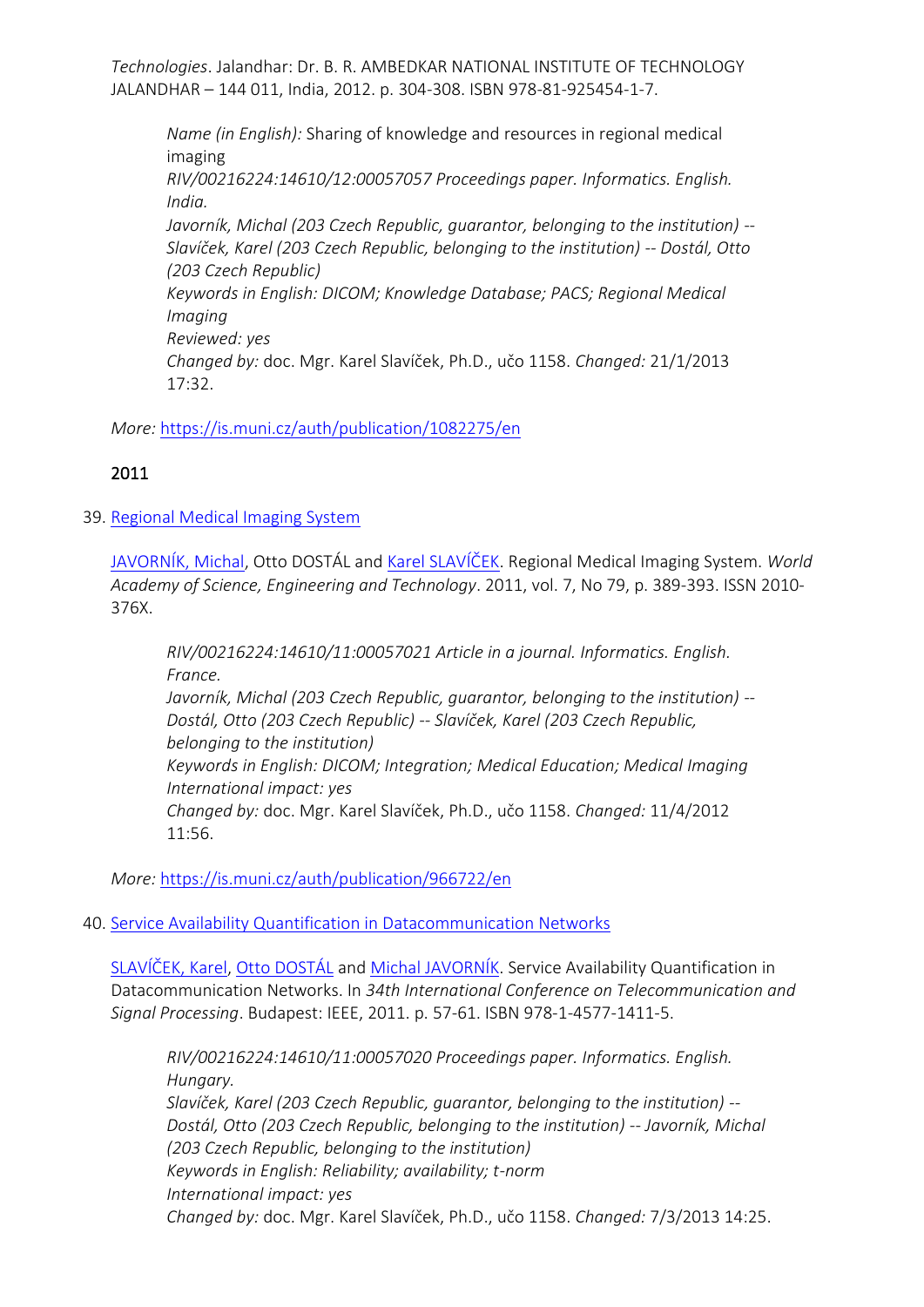*Technologies*. Jalandhar: Dr. B. R. AMBEDKAR NATIONAL INSTITUTE OF TECHNOLOGY JALANDHAR – 144 011, India, 2012. p. 304-308. ISBN 978-81-925454-1-7.

> *Name (in English):* Sharing of knowledge and resources in regional medical imaging
> *RIV/00216224:14610/12:00057057 Proceedings paper. Informatics. English. India.*
> *Javorník, Michal (203 Czech Republic, guarantor, belonging to the institution) -- Slavíček, Karel (203 Czech Republic, belonging to the institution) -- Dostál, Otto (203 Czech Republic)*
> *Keywords in English: DICOM; Knowledge Database; PACS; Regional Medical Imaging*
> *Reviewed: yes*
> *Changed by:* doc. Mgr. Karel Slavíček, Ph.D., učo 1158. *Changed:* 21/1/2013 17:32.

*More:* https://is.muni.cz/auth/publication/1082275/en

## 2011

39. Regional Medical Imaging System

    JAVORNÍK, Michal, Otto DOSTÁL and Karel SLAVÍČEK. Regional Medical Imaging System. *World Academy of Science, Engineering and Technology*. 2011, vol. 7, No 79, p. 389-393. ISSN 2010-376X.

    > *RIV/00216224:14610/11:00057021 Article in a journal. Informatics. English. France.*
    > *Javorník, Michal (203 Czech Republic, guarantor, belonging to the institution) -- Dostál, Otto (203 Czech Republic) -- Slavíček, Karel (203 Czech Republic, belonging to the institution)*
    > *Keywords in English: DICOM; Integration; Medical Education; Medical Imaging*
    > *International impact: yes*
    > *Changed by:* doc. Mgr. Karel Slavíček, Ph.D., učo 1158. *Changed:* 11/4/2012 11:56.

    *More:* https://is.muni.cz/auth/publication/966722/en

40. Service Availability Quantification in Datacommunication Networks

    SLAVÍČEK, Karel, Otto DOSTÁL and Michal JAVORNÍK. Service Availability Quantification in Datacommunication Networks. In *34th International Conference on Telecommunication and Signal Processing*. Budapest: IEEE, 2011. p. 57-61. ISBN 978-1-4577-1411-5.

    > *RIV/00216224:14610/11:00057020 Proceedings paper. Informatics. English. Hungary.*
    > *Slavíček, Karel (203 Czech Republic, guarantor, belonging to the institution) -- Dostál, Otto (203 Czech Republic, belonging to the institution) -- Javorník, Michal (203 Czech Republic, belonging to the institution)*
    > *Keywords in English: Reliability; availability; t-norm*
    > *International impact: yes*
    > *Changed by:* doc. Mgr. Karel Slavíček, Ph.D., učo 1158. *Changed:* 7/3/2013 14:25.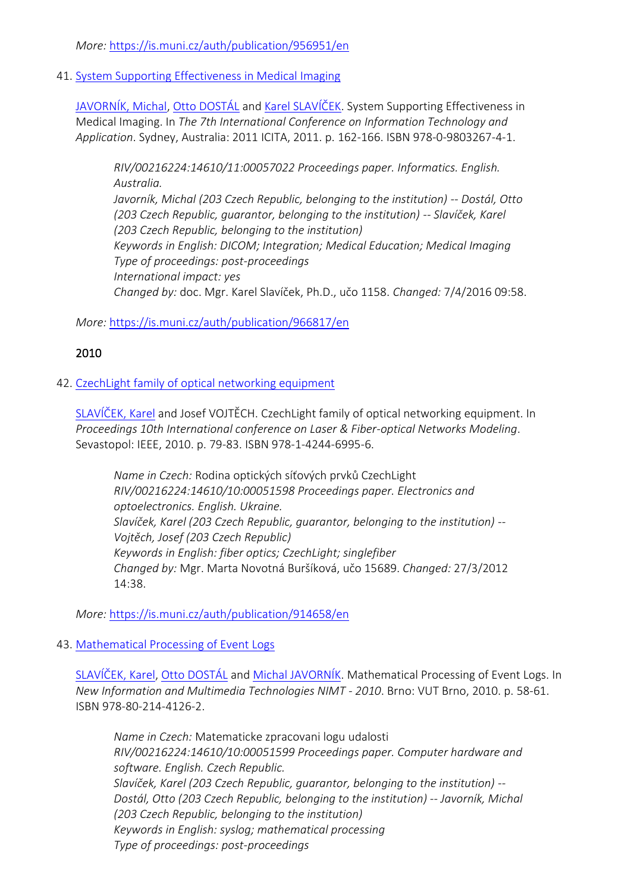*More:* [https://is.muni.cz/auth/publication/956951/en](https://is.muni.cz/auth/publication/956951/en)

41. [System Supporting Effectiveness in Medical Imaging](https://is.muni.cz/auth/publication/966817/en)

    [JAVORNÍK, Michal](), [Otto DOSTÁL]() and [Karel SLAVÍČEK](). System Supporting Effectiveness in Medical Imaging. In *The 7th International Conference on Information Technology and Application*. Sydney, Australia: 2011 ICITA, 2011. p. 162-166. ISBN 978-0-9803267-4-1.

    > *RIV/00216224:14610/11:00057022 Proceedings paper. Informatics. English. Australia.*
    > *Javorník, Michal (203 Czech Republic, belonging to the institution) -- Dostál, Otto (203 Czech Republic, guarantor, belonging to the institution) -- Slavíček, Karel (203 Czech Republic, belonging to the institution)*
    > *Keywords in English: DICOM; Integration; Medical Education; Medical Imaging*
    > *Type of proceedings: post-proceedings*
    > *International impact: yes*
    > *Changed by:* doc. Mgr. Karel Slavíček, Ph.D., učo 1158. *Changed:* 7/4/2016 09:58.

    *More:* [https://is.muni.cz/auth/publication/966817/en](https://is.muni.cz/auth/publication/966817/en)

## 2010

42. [CzechLight family of optical networking equipment](https://is.muni.cz/auth/publication/914658/en)

    [SLAVÍČEK, Karel]() and Josef VOJTĚCH. CzechLight family of optical networking equipment. In *Proceedings 10th International conference on Laser & Fiber-optical Networks Modeling*. Sevastopol: IEEE, 2010. p. 79-83. ISBN 978-1-4244-6995-6.

    > *Name in Czech:* Rodina optických síťových prvků CzechLight
    > *RIV/00216224:14610/10:00051598 Proceedings paper. Electronics and optoelectronics. English. Ukraine.*
    > *Slavíček, Karel (203 Czech Republic, guarantor, belonging to the institution) -- Vojtěch, Josef (203 Czech Republic)*
    > *Keywords in English: fiber optics; CzechLight; singlefiber*
    > *Changed by:* Mgr. Marta Novotná Buršíková, učo 15689. *Changed:* 27/3/2012 14:38.

    *More:* [https://is.muni.cz/auth/publication/914658/en](https://is.muni.cz/auth/publication/914658/en)

43. [Mathematical Processing of Event Logs]()

    [SLAVÍČEK, Karel](), [Otto DOSTÁL]() and [Michal JAVORNÍK](). Mathematical Processing of Event Logs. In *New Information and Multimedia Technologies NIMT - 2010*. Brno: VUT Brno, 2010. p. 58-61. ISBN 978-80-214-4126-2.

    > *Name in Czech:* Matematicke zpracovani logu udalosti
    > *RIV/00216224:14610/10:00051599 Proceedings paper. Computer hardware and software. English. Czech Republic.*
    > *Slavíček, Karel (203 Czech Republic, guarantor, belonging to the institution) -- Dostál, Otto (203 Czech Republic, belonging to the institution) -- Javorník, Michal (203 Czech Republic, belonging to the institution)*
    > *Keywords in English: syslog; mathematical processing*
    > *Type of proceedings: post-proceedings*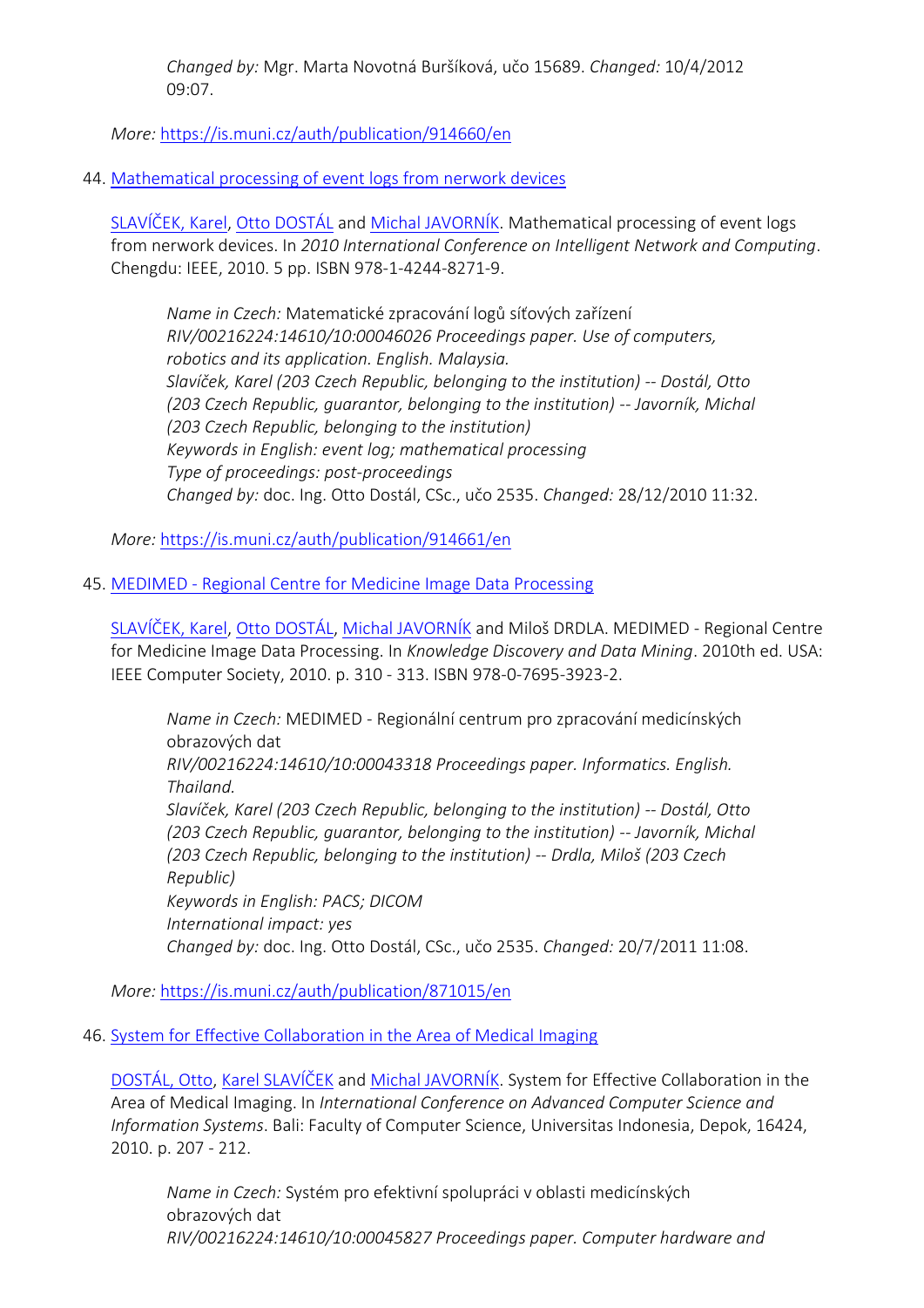*Changed by:* Mgr. Marta Novotná Buršíková, učo 15689. *Changed:* 10/4/2012 09:07.

*More:* https://is.muni.cz/auth/publication/914660/en

44. [Mathematical processing of event logs from nerwork devices](https://is.muni.cz/auth/publication/914661/en)

    SLAVÍČEK, Karel, Otto DOSTÁL and Michal JAVORNÍK. Mathematical processing of event logs from nerwork devices. In *2010 International Conference on Intelligent Network and Computing*. Chengdu: IEEE, 2010. 5 pp. ISBN 978-1-4244-8271-9.

    > *Name in Czech:* Matematické zpracování logů síťových zařízení
    > *RIV/00216224:14610/10:00046026 Proceedings paper. Use of computers, robotics and its application. English. Malaysia.*
    > *Slavíček, Karel (203 Czech Republic, belonging to the institution) -- Dostál, Otto (203 Czech Republic, guarantor, belonging to the institution) -- Javorník, Michal (203 Czech Republic, belonging to the institution)*
    > *Keywords in English: event log; mathematical processing*
    > *Type of proceedings: post-proceedings*
    > *Changed by:* doc. Ing. Otto Dostál, CSc., učo 2535. *Changed:* 28/12/2010 11:32.

    *More:* https://is.muni.cz/auth/publication/914661/en

45. [MEDIMED - Regional Centre for Medicine Image Data Processing](https://is.muni.cz/auth/publication/871015/en)

    SLAVÍČEK, Karel, Otto DOSTÁL, Michal JAVORNÍK and Miloš DRDLA. MEDIMED - Regional Centre for Medicine Image Data Processing. In *Knowledge Discovery and Data Mining*. 2010th ed. USA: IEEE Computer Society, 2010. p. 310 - 313. ISBN 978-0-7695-3923-2.

    > *Name in Czech:* MEDIMED - Regionální centrum pro zpracování medicínských obrazových dat
    > *RIV/00216224:14610/10:00043318 Proceedings paper. Informatics. English. Thailand.*
    > *Slavíček, Karel (203 Czech Republic, belonging to the institution) -- Dostál, Otto (203 Czech Republic, guarantor, belonging to the institution) -- Javorník, Michal (203 Czech Republic, belonging to the institution) -- Drdla, Miloš (203 Czech Republic)*
    > *Keywords in English: PACS; DICOM*
    > *International impact: yes*
    > *Changed by:* doc. Ing. Otto Dostál, CSc., učo 2535. *Changed:* 20/7/2011 11:08.

    *More:* https://is.muni.cz/auth/publication/871015/en

46. System for Effective Collaboration in the Area of Medical Imaging

    DOSTÁL, Otto, Karel SLAVÍČEK and Michal JAVORNÍK. System for Effective Collaboration in the Area of Medical Imaging. In *International Conference on Advanced Computer Science and Information Systems*. Bali: Faculty of Computer Science, Universitas Indonesia, Depok, 16424, 2010. p. 207 - 212.

    > *Name in Czech:* Systém pro efektivní spolupráci v oblasti medicínských obrazových dat
    > *RIV/00216224:14610/10:00045827 Proceedings paper. Computer hardware and*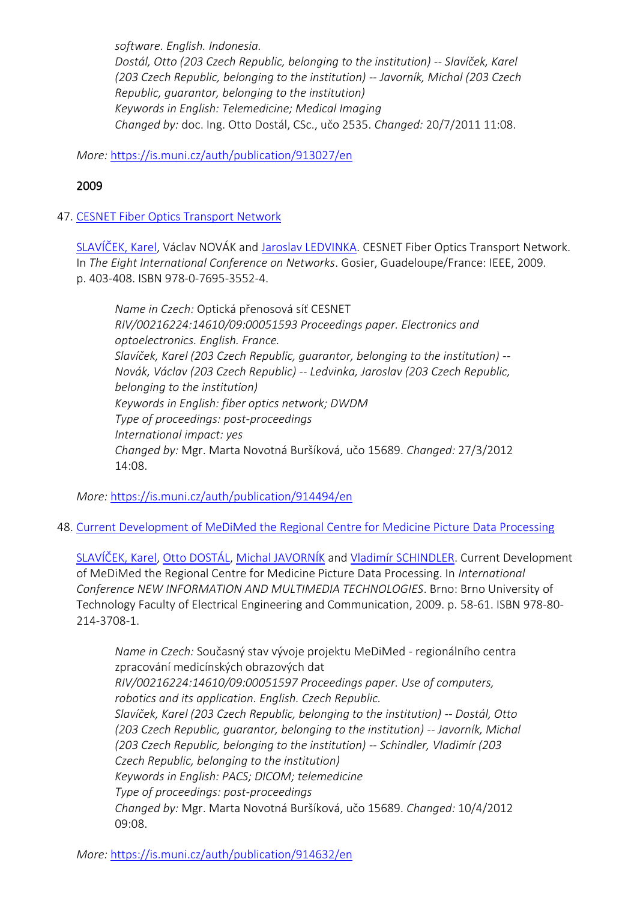*software. English. Indonesia.*
*Dostál, Otto (203 Czech Republic, belonging to the institution) -- Slavíček, Karel (203 Czech Republic, belonging to the institution) -- Javorník, Michal (203 Czech Republic, guarantor, belonging to the institution)*
*Keywords in English: Telemedicine; Medical Imaging*
*Changed by:* doc. Ing. Otto Dostál, CSc., učo 2535. *Changed:* 20/7/2011 11:08.

*More:* https://is.muni.cz/auth/publication/913027/en

2009

47. CESNET Fiber Optics Transport Network

SLAVÍČEK, Karel, Václav NOVÁK and Jaroslav LEDVINKA. CESNET Fiber Optics Transport Network. In *The Eight International Conference on Networks*. Gosier, Guadeloupe/France: IEEE, 2009. p. 403-408. ISBN 978-0-7695-3552-4.

*Name in Czech:* Optická přenosová síť CESNET
*RIV/00216224:14610/09:00051593 Proceedings paper. Electronics and optoelectronics. English. France.*
*Slavíček, Karel (203 Czech Republic, guarantor, belonging to the institution) -- Novák, Václav (203 Czech Republic) -- Ledvinka, Jaroslav (203 Czech Republic, belonging to the institution)*
*Keywords in English: fiber optics network; DWDM*
*Type of proceedings: post-proceedings*
*International impact: yes*
*Changed by:* Mgr. Marta Novotná Buršíková, učo 15689. *Changed:* 27/3/2012 14:08.

*More:* https://is.muni.cz/auth/publication/914494/en

48. Current Development of MeDiMed the Regional Centre for Medicine Picture Data Processing

SLAVÍČEK, Karel, Otto DOSTÁL, Michal JAVORNÍK and Vladimír SCHINDLER. Current Development of MeDiMed the Regional Centre for Medicine Picture Data Processing. In *International Conference NEW INFORMATION AND MULTIMEDIA TECHNOLOGIES*. Brno: Brno University of Technology Faculty of Electrical Engineering and Communication, 2009. p. 58-61. ISBN 978-80-214-3708-1.

*Name in Czech:* Současný stav vývoje projektu MeDiMed - regionálního centra zpracování medicínských obrazových dat
*RIV/00216224:14610/09:00051597 Proceedings paper. Use of computers, robotics and its application. English. Czech Republic.*
*Slavíček, Karel (203 Czech Republic, belonging to the institution) -- Dostál, Otto (203 Czech Republic, guarantor, belonging to the institution) -- Javorník, Michal (203 Czech Republic, belonging to the institution) -- Schindler, Vladimír (203 Czech Republic, belonging to the institution)*
*Keywords in English: PACS; DICOM; telemedicine*
*Type of proceedings: post-proceedings*
*Changed by:* Mgr. Marta Novotná Buršíková, učo 15689. *Changed:* 10/4/2012 09:08.

*More:* https://is.muni.cz/auth/publication/914632/en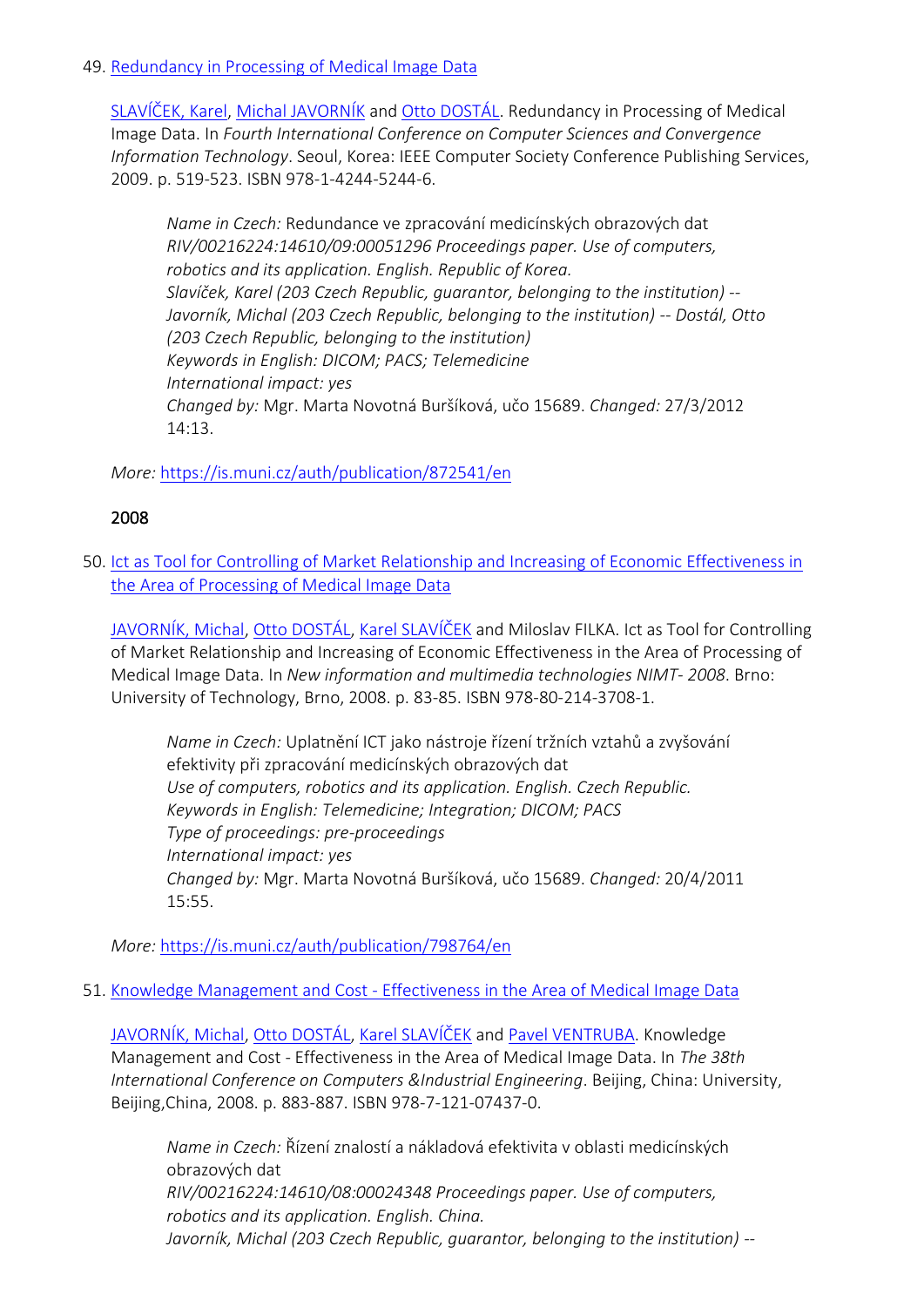49. [Redundancy in Processing of Medical Image Data](https://is.muni.cz/auth/publication/872541/en)

    [SLAVÍČEK, Karel](#), [Michal JAVORNÍK](#) and [Otto DOSTÁL](#). Redundancy in Processing of Medical Image Data. In *Fourth International Conference on Computer Sciences and Convergence Information Technology*. Seoul, Korea: IEEE Computer Society Conference Publishing Services, 2009. p. 519-523. ISBN 978-1-4244-5244-6.

    > *Name in Czech:* Redundance ve zpracování medicínských obrazových dat
    > *RIV/00216224:14610/09:00051296 Proceedings paper. Use of computers, robotics and its application. English. Republic of Korea.*
    > *Slavíček, Karel (203 Czech Republic, guarantor, belonging to the institution) -- Javorník, Michal (203 Czech Republic, belonging to the institution) -- Dostál, Otto (203 Czech Republic, belonging to the institution)*
    > *Keywords in English: DICOM; PACS; Telemedicine*
    > *International impact: yes*
    > *Changed by:* Mgr. Marta Novotná Buršíková, učo 15689. *Changed:* 27/3/2012 14:13.

    *More:* https://is.muni.cz/auth/publication/872541/en

2008

50. [Ict as Tool for Controlling of Market Relationship and Increasing of Economic Effectiveness in the Area of Processing of Medical Image Data](https://is.muni.cz/auth/publication/798764/en)

    [JAVORNÍK, Michal](#), [Otto DOSTÁL](#), [Karel SLAVÍČEK](#) and Miloslav FILKA. Ict as Tool for Controlling of Market Relationship and Increasing of Economic Effectiveness in the Area of Processing of Medical Image Data. In *New information and multimedia technologies NIMT- 2008*. Brno: University of Technology, Brno, 2008. p. 83-85. ISBN 978-80-214-3708-1.

    > *Name in Czech:* Uplatnění ICT jako nástroje řízení tržních vztahů a zvyšování efektivity při zpracování medicínských obrazových dat
    > *Use of computers, robotics and its application. English. Czech Republic.*
    > *Keywords in English: Telemedicine; Integration; DICOM; PACS*
    > *Type of proceedings: pre-proceedings*
    > *International impact: yes*
    > *Changed by:* Mgr. Marta Novotná Buršíková, učo 15689. *Changed:* 20/4/2011 15:55.

    *More:* https://is.muni.cz/auth/publication/798764/en

51. [Knowledge Management and Cost - Effectiveness in the Area of Medical Image Data](#)

    [JAVORNÍK, Michal](#), [Otto DOSTÁL](#), [Karel SLAVÍČEK](#) and [Pavel VENTRUBA](#). Knowledge Management and Cost - Effectiveness in the Area of Medical Image Data. In *The 38th International Conference on Computers &Industrial Engineering*. Beijing, China: University, Beijing,China, 2008. p. 883-887. ISBN 978-7-121-07437-0.

    > *Name in Czech:* Řízení znalostí a nákladová efektivita v oblasti medicínských obrazových dat
    > *RIV/00216224:14610/08:00024348 Proceedings paper. Use of computers, robotics and its application. English. China.*
    > *Javorník, Michal (203 Czech Republic, guarantor, belonging to the institution) --*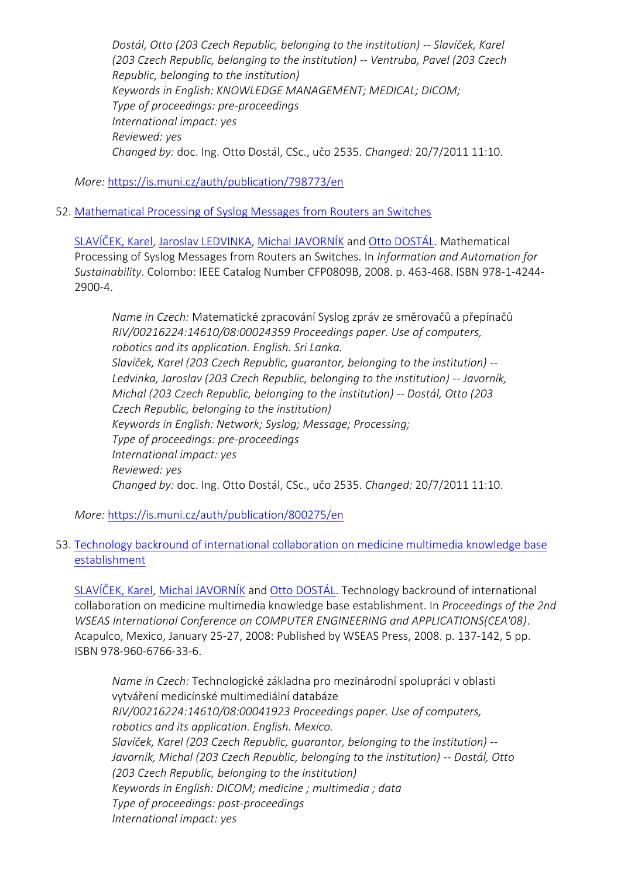*Dostál, Otto (203 Czech Republic, belonging to the institution) -- Slavíček, Karel (203 Czech Republic, belonging to the institution) -- Ventruba, Pavel (203 Czech Republic, belonging to the institution)*
*Keywords in English: KNOWLEDGE MANAGEMENT; MEDICAL; DICOM;*
*Type of proceedings: pre-proceedings*
*International impact: yes*
*Reviewed: yes*
*Changed by:* doc. Ing. Otto Dostál, CSc., učo 2535. *Changed:* 20/7/2011 11:10.

*More:* https://is.muni.cz/auth/publication/798773/en

52. [Mathematical Processing of Syslog Messages from Routers an Switches](https://is.muni.cz/auth/publication/800275/en)

    SLAVÍČEK, Karel, Jaroslav LEDVINKA, Michal JAVORNÍK and Otto DOSTÁL. Mathematical Processing of Syslog Messages from Routers an Switches. In *Information and Automation for Sustainability*. Colombo: IEEE Catalog Number CFP0809B, 2008. p. 463-468. ISBN 978-1-4244-2900-4.

    > *Name in Czech:* Matematické zpracování Syslog zpráv ze směrovačů a přepínačů
    > *RIV/00216224:14610/08:00024359 Proceedings paper. Use of computers, robotics and its application. English. Sri Lanka.*
    > *Slavíček, Karel (203 Czech Republic, guarantor, belonging to the institution) -- Ledvinka, Jaroslav (203 Czech Republic, belonging to the institution) -- Javorník, Michal (203 Czech Republic, belonging to the institution) -- Dostál, Otto (203 Czech Republic, belonging to the institution)*
    > *Keywords in English: Network; Syslog; Message; Processing;*
    > *Type of proceedings: pre-proceedings*
    > *International impact: yes*
    > *Reviewed: yes*
    > *Changed by:* doc. Ing. Otto Dostál, CSc., učo 2535. *Changed:* 20/7/2011 11:10.

    *More:* https://is.muni.cz/auth/publication/800275/en

53. Technology backround of international collaboration on medicine multimedia knowledge base establishment

    SLAVÍČEK, Karel, Michal JAVORNÍK and Otto DOSTÁL. Technology backround of international collaboration on medicine multimedia knowledge base establishment. In *Proceedings of the 2nd WSEAS International Conference on COMPUTER ENGINEERING and APPLICATIONS(CEA'08)*. Acapulco, Mexico, January 25-27, 2008: Published by WSEAS Press, 2008. p. 137-142, 5 pp. ISBN 978-960-6766-33-6.

    > *Name in Czech:* Technologické základna pro mezinárodní spolupráci v oblasti vytváření medicínské multimediální databáze
    > *RIV/00216224:14610/08:00041923 Proceedings paper. Use of computers, robotics and its application. English. Mexico.*
    > *Slavíček, Karel (203 Czech Republic, guarantor, belonging to the institution) -- Javorník, Michal (203 Czech Republic, belonging to the institution) -- Dostál, Otto (203 Czech Republic, belonging to the institution)*
    > *Keywords in English: DICOM; medicine ; multimedia ; data*
    > *Type of proceedings: post-proceedings*
    > *International impact: yes*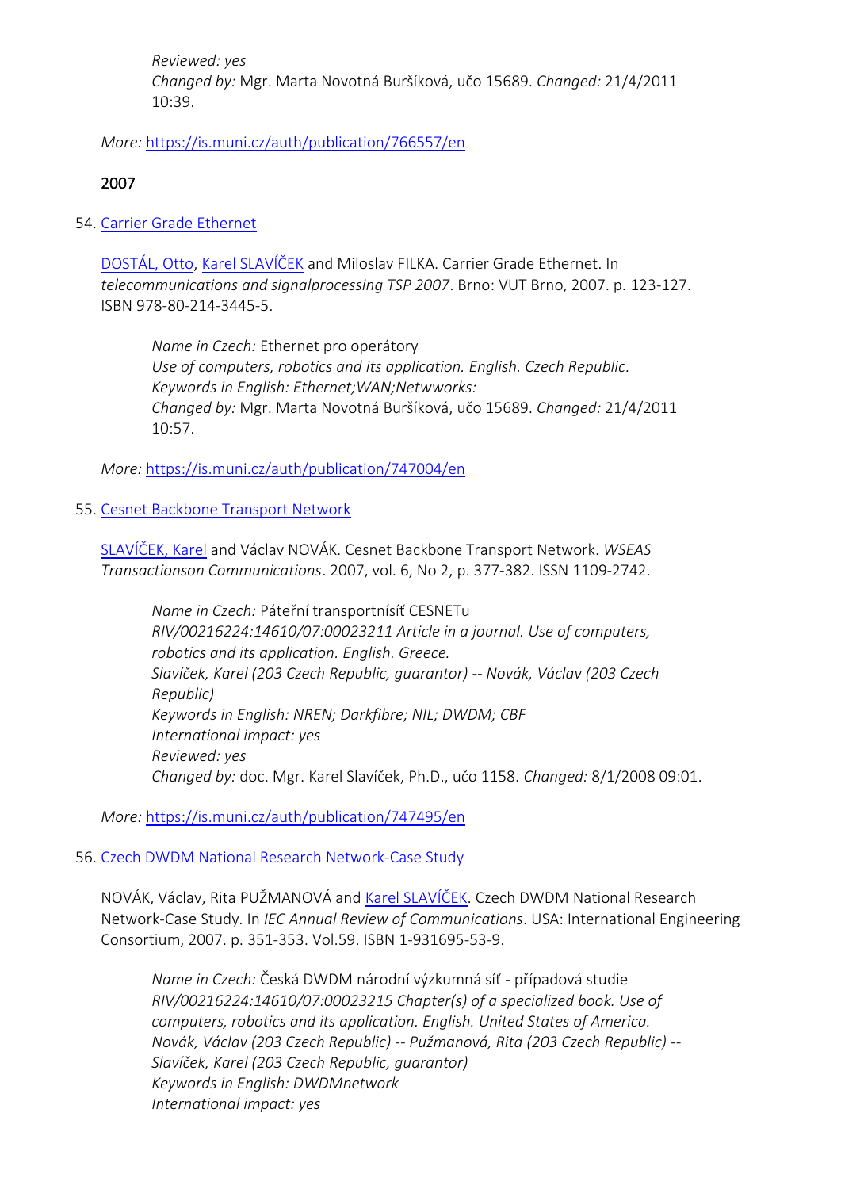*Reviewed: yes*
*Changed by:* Mgr. Marta Novotná Buršíková, učo 15689. *Changed:* 21/4/2011 10:39.

*More:* https://is.muni.cz/auth/publication/766557/en

## 2007

54. [Carrier Grade Ethernet](https://is.muni.cz/auth/publication/747004/en)

DOSTÁL, Otto, Karel SLAVÍČEK and Miloslav FILKA. Carrier Grade Ethernet. In *telecommunications and signalprocessing TSP 2007*. Brno: VUT Brno, 2007. p. 123-127. ISBN 978-80-214-3445-5.

> *Name in Czech:* Ethernet pro operátory
> *Use of computers, robotics and its application. English. Czech Republic.*
> *Keywords in English: Ethernet;WAN;Netwworks:*
> *Changed by:* Mgr. Marta Novotná Buršíková, učo 15689. *Changed:* 21/4/2011 10:57.

*More:* https://is.muni.cz/auth/publication/747004/en

55. [Cesnet Backbone Transport Network](https://is.muni.cz/auth/publication/747495/en)

SLAVÍČEK, Karel and Václav NOVÁK. Cesnet Backbone Transport Network. *WSEAS Transactionson Communications*. 2007, vol. 6, No 2, p. 377-382. ISSN 1109-2742.

> *Name in Czech:* Páteřní transportnísíť CESNETu
> *RIV/00216224:14610/07:00023211 Article in a journal. Use of computers, robotics and its application. English. Greece.*
> *Slavíček, Karel (203 Czech Republic, guarantor) -- Novák, Václav (203 Czech Republic)*
> *Keywords in English: NREN; Darkfibre; NIL; DWDM; CBF*
> *International impact: yes*
> *Reviewed: yes*
> *Changed by:* doc. Mgr. Karel Slavíček, Ph.D., učo 1158. *Changed:* 8/1/2008 09:01.

*More:* https://is.muni.cz/auth/publication/747495/en

56. [Czech DWDM National Research Network-Case Study]()

NOVÁK, Václav, Rita PUŽMANOVÁ and Karel SLAVÍČEK. Czech DWDM National Research Network-Case Study. In *IEC Annual Review of Communications*. USA: International Engineering Consortium, 2007. p. 351-353. Vol.59. ISBN 1-931695-53-9.

> *Name in Czech:* Česká DWDM národní výzkumná síť - případová studie
> *RIV/00216224:14610/07:00023215 Chapter(s) of a specialized book. Use of computers, robotics and its application. English. United States of America.*
> *Novák, Václav (203 Czech Republic) -- Pužmanová, Rita (203 Czech Republic) -- Slavíček, Karel (203 Czech Republic, guarantor)*
> *Keywords in English: DWDMnetwork*
> *International impact: yes*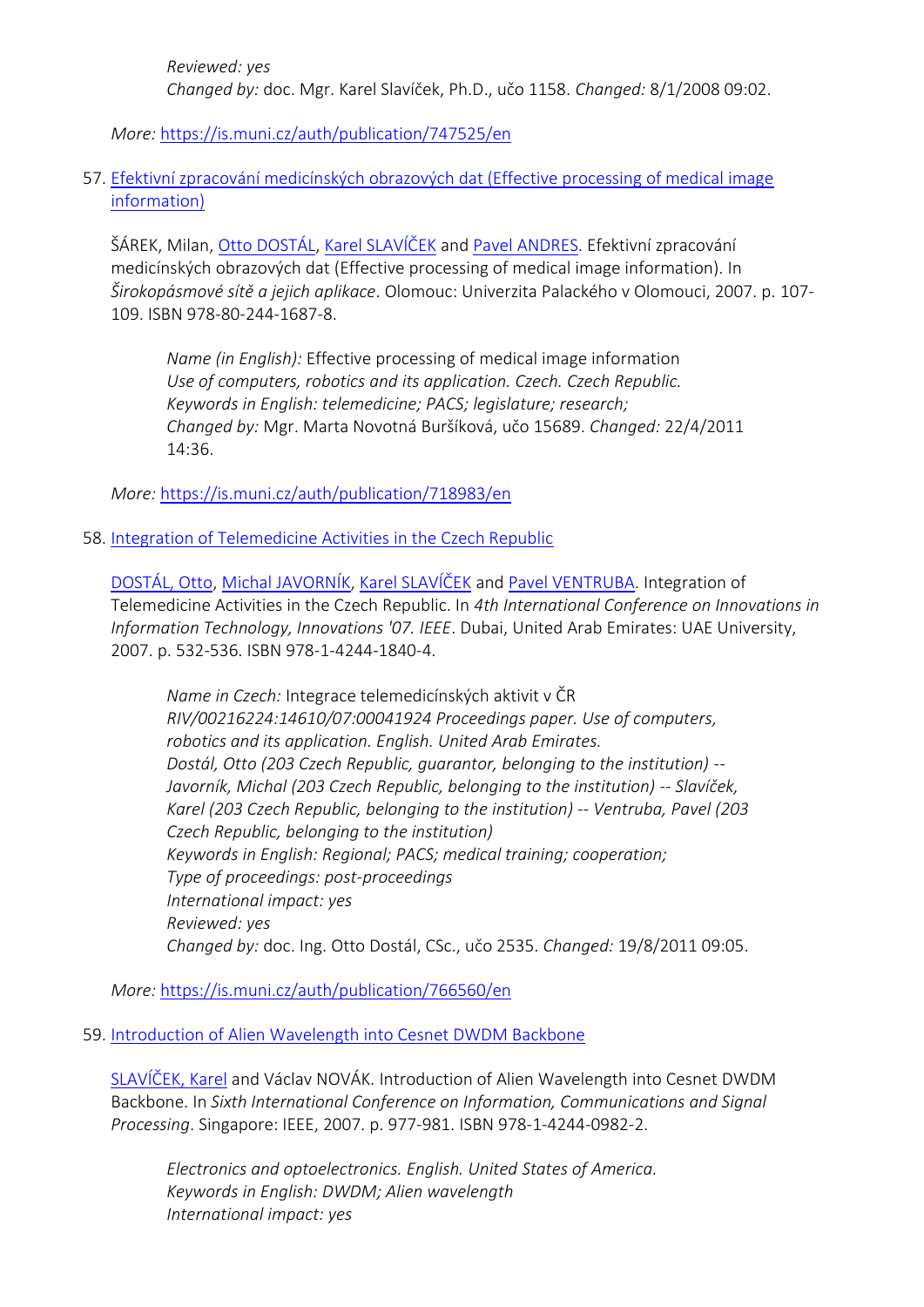*Reviewed: yes*
*Changed by:* doc. Mgr. Karel Slavíček, Ph.D., učo 1158. *Changed:* 8/1/2008 09:02.

*More:* https://is.muni.cz/auth/publication/747525/en

57. Efektivní zpracování medicínských obrazových dat (Effective processing of medical image information)

    ŠÁREK, Milan, Otto DOSTÁL, Karel SLAVÍČEK and Pavel ANDRES. Efektivní zpracování medicínských obrazových dat (Effective processing of medical image information). In *Širokopásmové sítě a jejich aplikace*. Olomouc: Univerzita Palackého v Olomouci, 2007. p. 107-109. ISBN 978-80-244-1687-8.

    *Name (in English):* Effective processing of medical image information
    *Use of computers, robotics and its application. Czech. Czech Republic.*
    *Keywords in English: telemedicine; PACS; legislature; research;*
    *Changed by:* Mgr. Marta Novotná Buršíková, učo 15689. *Changed:* 22/4/2011 14:36.

    *More:* https://is.muni.cz/auth/publication/718983/en

58. Integration of Telemedicine Activities in the Czech Republic

    DOSTÁL, Otto, Michal JAVORNÍK, Karel SLAVÍČEK and Pavel VENTRUBA. Integration of Telemedicine Activities in the Czech Republic. In *4th International Conference on Innovations in Information Technology, Innovations '07. IEEE*. Dubai, United Arab Emirates: UAE University, 2007. p. 532-536. ISBN 978-1-4244-1840-4.

    *Name in Czech:* Integrace telemedicínských aktivit v ČR
    *RIV/00216224:14610/07:00041924 Proceedings paper. Use of computers, robotics and its application. English. United Arab Emirates.*
    *Dostál, Otto (203 Czech Republic, guarantor, belonging to the institution) -- Javorník, Michal (203 Czech Republic, belonging to the institution) -- Slavíček, Karel (203 Czech Republic, belonging to the institution) -- Ventruba, Pavel (203 Czech Republic, belonging to the institution)*
    *Keywords in English: Regional; PACS; medical training; cooperation;*
    *Type of proceedings: post-proceedings*
    *International impact: yes*
    *Reviewed: yes*
    *Changed by:* doc. Ing. Otto Dostál, CSc., učo 2535. *Changed:* 19/8/2011 09:05.

    *More:* https://is.muni.cz/auth/publication/766560/en

59. Introduction of Alien Wavelength into Cesnet DWDM Backbone

    SLAVÍČEK, Karel and Václav NOVÁK. Introduction of Alien Wavelength into Cesnet DWDM Backbone. In *Sixth International Conference on Information, Communications and Signal Processing*. Singapore: IEEE, 2007. p. 977-981. ISBN 978-1-4244-0982-2.

    *Electronics and optoelectronics. English. United States of America.*
    *Keywords in English: DWDM; Alien wavelength*
    *International impact: yes*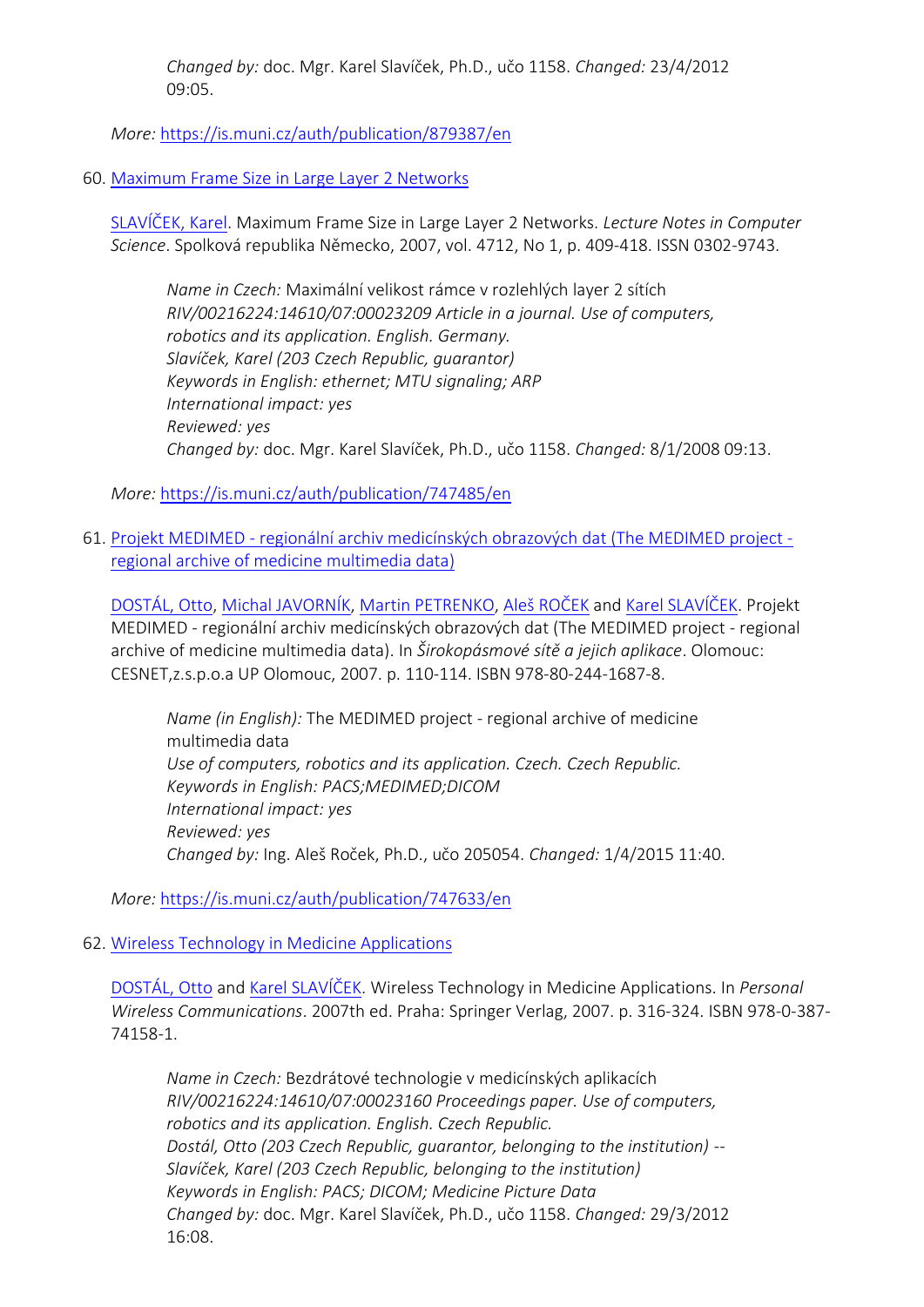*Changed by:* doc. Mgr. Karel Slavíček, Ph.D., učo 1158. *Changed:* 23/4/2012 09:05.

*More:* https://is.muni.cz/auth/publication/879387/en

60. Maximum Frame Size in Large Layer 2 Networks

    SLAVÍČEK, Karel. Maximum Frame Size in Large Layer 2 Networks. *Lecture Notes in Computer Science*. Spolková republika Německo, 2007, vol. 4712, No 1, p. 409-418. ISSN 0302-9743.

    > *Name in Czech:* Maximální velikost rámce v rozlehlých layer 2 sítích
    > *RIV/00216224:14610/07:00023209 Article in a journal. Use of computers, robotics and its application. English. Germany.*
    > *Slavíček, Karel (203 Czech Republic, guarantor)*
    > *Keywords in English: ethernet; MTU signaling; ARP*
    > *International impact: yes*
    > *Reviewed: yes*
    > *Changed by:* doc. Mgr. Karel Slavíček, Ph.D., učo 1158. *Changed:* 8/1/2008 09:13.

    *More:* https://is.muni.cz/auth/publication/747485/en

61. Projekt MEDIMED - regionální archiv medicínských obrazových dat (The MEDIMED project - regional archive of medicine multimedia data)

    DOSTÁL, Otto, Michal JAVORNÍK, Martin PETRENKO, Aleš ROČEK and Karel SLAVÍČEK. Projekt MEDIMED - regionální archiv medicínských obrazových dat (The MEDIMED project - regional archive of medicine multimedia data). In *Širokopásmové sítě a jejich aplikace*. Olomouc: CESNET,z.s.p.o.a UP Olomouc, 2007. p. 110-114. ISBN 978-80-244-1687-8.

    > *Name (in English):* The MEDIMED project - regional archive of medicine multimedia data
    > *Use of computers, robotics and its application. Czech. Czech Republic.*
    > *Keywords in English: PACS;MEDIMED;DICOM*
    > *International impact: yes*
    > *Reviewed: yes*
    > *Changed by:* Ing. Aleš Roček, Ph.D., učo 205054. *Changed:* 1/4/2015 11:40.

    *More:* https://is.muni.cz/auth/publication/747633/en

62. Wireless Technology in Medicine Applications

    DOSTÁL, Otto and Karel SLAVÍČEK. Wireless Technology in Medicine Applications. In *Personal Wireless Communications*. 2007th ed. Praha: Springer Verlag, 2007. p. 316-324. ISBN 978-0-387-74158-1.

    > *Name in Czech:* Bezdrátové technologie v medicínských aplikacích
    > *RIV/00216224:14610/07:00023160 Proceedings paper. Use of computers, robotics and its application. English. Czech Republic.*
    > *Dostál, Otto (203 Czech Republic, guarantor, belonging to the institution) -- Slavíček, Karel (203 Czech Republic, belonging to the institution)*
    > *Keywords in English: PACS; DICOM; Medicine Picture Data*
    > *Changed by:* doc. Mgr. Karel Slavíček, Ph.D., učo 1158. *Changed:* 29/3/2012 16:08.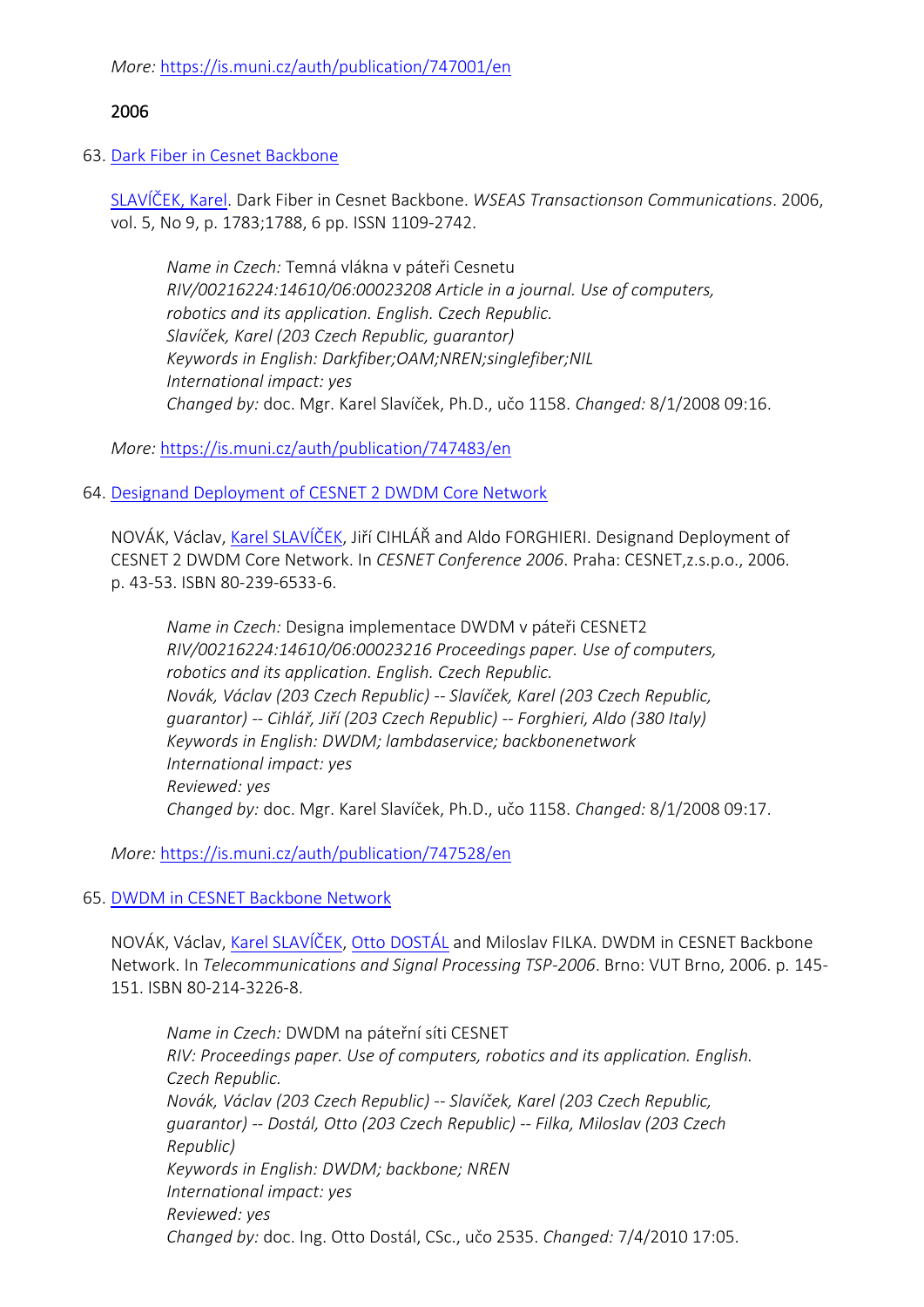More: https://is.muni.cz/auth/publication/747001/en

## 2006

63. Dark Fiber in Cesnet Backbone

    SLAVÍČEK, Karel. Dark Fiber in Cesnet Backbone. *WSEAS Transactionson Communications*. 2006, vol. 5, No 9, p. 1783;1788, 6 pp. ISSN 1109-2742.

    > *Name in Czech:* Temná vlákna v páteři Cesnetu
    > *RIV/00216224:14610/06:00023208 Article in a journal. Use of computers, robotics and its application. English. Czech Republic.*
    > *Slavíček, Karel (203 Czech Republic, guarantor)*
    > *Keywords in English: Darkfiber;OAM;NREN;singlefiber;NIL*
    > *International impact: yes*
    > *Changed by:* doc. Mgr. Karel Slavíček, Ph.D., učo 1158. *Changed:* 8/1/2008 09:16.

    *More:* https://is.muni.cz/auth/publication/747483/en

64. Designand Deployment of CESNET 2 DWDM Core Network

    NOVÁK, Václav, Karel SLAVÍČEK, Jiří CIHLÁŘ and Aldo FORGHIERI. Designand Deployment of CESNET 2 DWDM Core Network. In *CESNET Conference 2006*. Praha: CESNET,z.s.p.o., 2006. p. 43-53. ISBN 80-239-6533-6.

    > *Name in Czech:* Designa implementace DWDM v páteři CESNET2
    > *RIV/00216224:14610/06:00023216 Proceedings paper. Use of computers, robotics and its application. English. Czech Republic.*
    > *Novák, Václav (203 Czech Republic) -- Slavíček, Karel (203 Czech Republic, guarantor) -- Cihlář, Jiří (203 Czech Republic) -- Forghieri, Aldo (380 Italy)*
    > *Keywords in English: DWDM; lambdaservice; backbonenetwork*
    > *International impact: yes*
    > *Reviewed: yes*
    > *Changed by:* doc. Mgr. Karel Slavíček, Ph.D., učo 1158. *Changed:* 8/1/2008 09:17.

    *More:* https://is.muni.cz/auth/publication/747528/en

65. DWDM in CESNET Backbone Network

    NOVÁK, Václav, Karel SLAVÍČEK, Otto DOSTÁL and Miloslav FILKA. DWDM in CESNET Backbone Network. In *Telecommunications and Signal Processing TSP-2006*. Brno: VUT Brno, 2006. p. 145-151. ISBN 80-214-3226-8.

    > *Name in Czech:* DWDM na páteřní síti CESNET
    > *RIV: Proceedings paper. Use of computers, robotics and its application. English. Czech Republic.*
    > *Novák, Václav (203 Czech Republic) -- Slavíček, Karel (203 Czech Republic, guarantor) -- Dostál, Otto (203 Czech Republic) -- Filka, Miloslav (203 Czech Republic)*
    > *Keywords in English: DWDM; backbone; NREN*
    > *International impact: yes*
    > *Reviewed: yes*
    > *Changed by:* doc. Ing. Otto Dostál, CSc., učo 2535. *Changed:* 7/4/2010 17:05.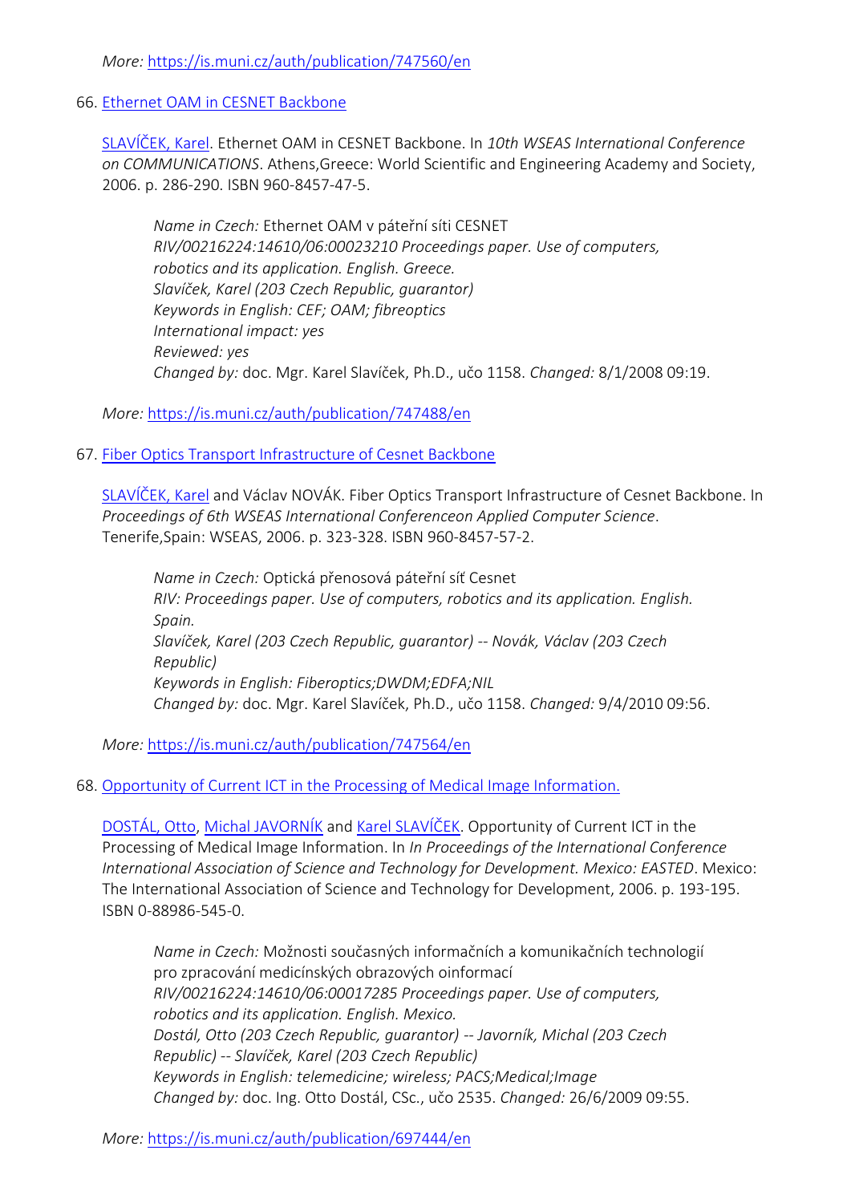*More:* https://is.muni.cz/auth/publication/747560/en

66. [Ethernet OAM in CESNET Backbone](https://is.muni.cz/auth/publication/747488/en)

   SLAVÍČEK, Karel. Ethernet OAM in CESNET Backbone. In *10th WSEAS International Conference on COMMUNICATIONS*. Athens,Greece: World Scientific and Engineering Academy and Society, 2006. p. 286-290. ISBN 960-8457-47-5.

   > *Name in Czech:* Ethernet OAM v páteřní síti CESNET
   > *RIV/00216224:14610/06:00023210 Proceedings paper. Use of computers, robotics and its application. English. Greece.*
   > *Slavíček, Karel (203 Czech Republic, guarantor)*
   > *Keywords in English: CEF; OAM; fibreoptics*
   > *International impact: yes*
   > *Reviewed: yes*
   > *Changed by:* doc. Mgr. Karel Slavíček, Ph.D., učo 1158. *Changed:* 8/1/2008 09:19.

   *More:* https://is.muni.cz/auth/publication/747488/en

67. [Fiber Optics Transport Infrastructure of Cesnet Backbone](https://is.muni.cz/auth/publication/747564/en)

   SLAVÍČEK, Karel and Václav NOVÁK. Fiber Optics Transport Infrastructure of Cesnet Backbone. In *Proceedings of 6th WSEAS International Conferenceon Applied Computer Science*. Tenerife,Spain: WSEAS, 2006. p. 323-328. ISBN 960-8457-57-2.

   > *Name in Czech:* Optická přenosová páteřní síť Cesnet
   > *RIV: Proceedings paper. Use of computers, robotics and its application. English. Spain.*
   > *Slavíček, Karel (203 Czech Republic, guarantor) -- Novák, Václav (203 Czech Republic)*
   > *Keywords in English: Fiberoptics;DWDM;EDFA;NIL*
   > *Changed by:* doc. Mgr. Karel Slavíček, Ph.D., učo 1158. *Changed:* 9/4/2010 09:56.

   *More:* https://is.muni.cz/auth/publication/747564/en

68. [Opportunity of Current ICT in the Processing of Medical Image Information.](https://is.muni.cz/auth/publication/697444/en)

   DOSTÁL, Otto, Michal JAVORNÍK and Karel SLAVÍČEK. Opportunity of Current ICT in the Processing of Medical Image Information. In *In Proceedings of the International Conference International Association of Science and Technology for Development. Mexico: EASTED*. Mexico: The International Association of Science and Technology for Development, 2006. p. 193-195. ISBN 0-88986-545-0.

   > *Name in Czech:* Možnosti současných informačních a komunikačních technologií pro zpracování medicínských obrazových oinformací
   > *RIV/00216224:14610/06:00017285 Proceedings paper. Use of computers, robotics and its application. English. Mexico.*
   > *Dostál, Otto (203 Czech Republic, guarantor) -- Javorník, Michal (203 Czech Republic) -- Slavíček, Karel (203 Czech Republic)*
   > *Keywords in English: telemedicine; wireless; PACS;Medical;Image*
   > *Changed by:* doc. Ing. Otto Dostál, CSc., učo 2535. *Changed:* 26/6/2009 09:55.

   *More:* https://is.muni.cz/auth/publication/697444/en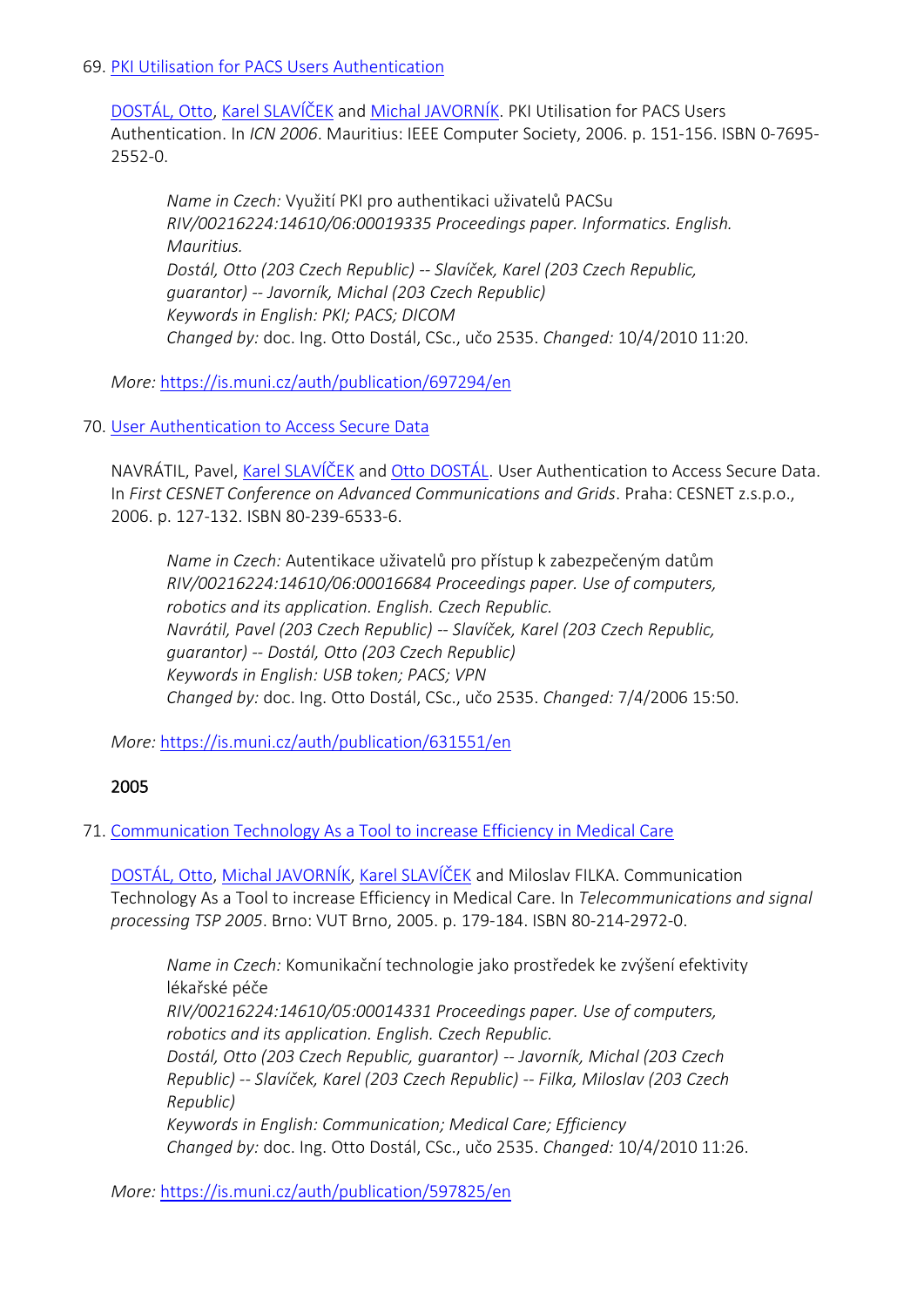69. [PKI Utilisation for PACS Users Authentication](https://is.muni.cz/auth/publication/697294/en)

    [DOSTÁL, Otto](), [Karel SLAVÍČEK]() and [Michal JAVORNÍK](). PKI Utilisation for PACS Users Authentication. In *ICN 2006*. Mauritius: IEEE Computer Society, 2006. p. 151-156. ISBN 0-7695-2552-0.

    > *Name in Czech:* Využití PKI pro authentikaci uživatelů PACSu
    > *RIV/00216224:14610/06:00019335 Proceedings paper. Informatics. English. Mauritius.*
    > *Dostál, Otto (203 Czech Republic) -- Slavíček, Karel (203 Czech Republic, guarantor) -- Javorník, Michal (203 Czech Republic)*
    > *Keywords in English: PKI; PACS; DICOM*
    > *Changed by:* doc. Ing. Otto Dostál, CSc., učo 2535. *Changed:* 10/4/2010 11:20.

    *More:* https://is.muni.cz/auth/publication/697294/en

70. [User Authentication to Access Secure Data](https://is.muni.cz/auth/publication/631551/en)

    NAVRÁTIL, Pavel, [Karel SLAVÍČEK]() and [Otto DOSTÁL](). User Authentication to Access Secure Data. In *First CESNET Conference on Advanced Communications and Grids*. Praha: CESNET z.s.p.o., 2006. p. 127-132. ISBN 80-239-6533-6.

    > *Name in Czech:* Autentikace uživatelů pro přístup k zabezpečeným datům
    > *RIV/00216224:14610/06:00016684 Proceedings paper. Use of computers, robotics and its application. English. Czech Republic.*
    > *Navrátil, Pavel (203 Czech Republic) -- Slavíček, Karel (203 Czech Republic, guarantor) -- Dostál, Otto (203 Czech Republic)*
    > *Keywords in English: USB token; PACS; VPN*
    > *Changed by:* doc. Ing. Otto Dostál, CSc., učo 2535. *Changed:* 7/4/2006 15:50.

    *More:* https://is.muni.cz/auth/publication/631551/en

## 2005

71. [Communication Technology As a Tool to increase Efficiency in Medical Care](https://is.muni.cz/auth/publication/597825/en)

    [DOSTÁL, Otto](), [Michal JAVORNÍK](), [Karel SLAVÍČEK]() and Miloslav FILKA. Communication Technology As a Tool to increase Efficiency in Medical Care. In *Telecommunications and signal processing TSP 2005*. Brno: VUT Brno, 2005. p. 179-184. ISBN 80-214-2972-0.

    > *Name in Czech:* Komunikační technologie jako prostředek ke zvýšení efektivity lékařské péče
    > *RIV/00216224:14610/05:00014331 Proceedings paper. Use of computers, robotics and its application. English. Czech Republic.*
    > *Dostál, Otto (203 Czech Republic, guarantor) -- Javorník, Michal (203 Czech Republic) -- Slavíček, Karel (203 Czech Republic) -- Filka, Miloslav (203 Czech Republic)*
    > *Keywords in English: Communication; Medical Care; Efficiency*
    > *Changed by:* doc. Ing. Otto Dostál, CSc., učo 2535. *Changed:* 10/4/2010 11:26.

    *More:* https://is.muni.cz/auth/publication/597825/en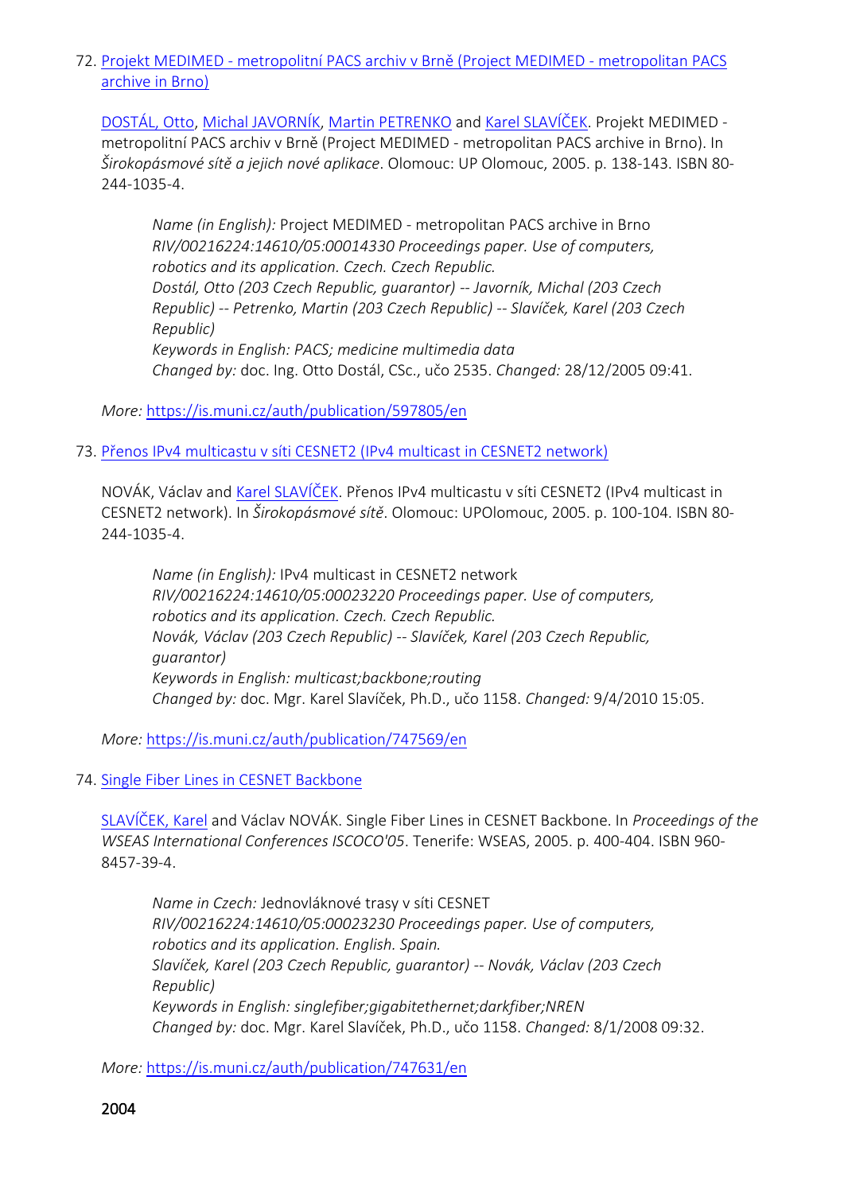72. [Projekt MEDIMED - metropolitní PACS archiv v Brně (Project MEDIMED - metropolitan PACS archive in Brno)](https://is.muni.cz/auth/publication/597805/en)

    [DOSTÁL, Otto](), [Michal JAVORNÍK](), [Martin PETRENKO]() and [Karel SLAVÍČEK](). Projekt MEDIMED - metropolitní PACS archiv v Brně (Project MEDIMED - metropolitan PACS archive in Brno). In *Širokopásmové sítě a jejich nové aplikace*. Olomouc: UP Olomouc, 2005. p. 138-143. ISBN 80-244-1035-4.

    > *Name (in English):* Project MEDIMED - metropolitan PACS archive in Brno
    > *RIV/00216224:14610/05:00014330 Proceedings paper. Use of computers, robotics and its application. Czech. Czech Republic.*
    > *Dostál, Otto (203 Czech Republic, guarantor) -- Javorník, Michal (203 Czech Republic) -- Petrenko, Martin (203 Czech Republic) -- Slavíček, Karel (203 Czech Republic)*
    > *Keywords in English: PACS; medicine multimedia data*
    > *Changed by:* doc. Ing. Otto Dostál, CSc., učo 2535. *Changed:* 28/12/2005 09:41.

    *More:* https://is.muni.cz/auth/publication/597805/en

73. [Přenos IPv4 multicastu v síti CESNET2 (IPv4 multicast in CESNET2 network)](https://is.muni.cz/auth/publication/747569/en)

    NOVÁK, Václav and [Karel SLAVÍČEK](). Přenos IPv4 multicastu v síti CESNET2 (IPv4 multicast in CESNET2 network). In *Širokopásmové sítě*. Olomouc: UPOlomouc, 2005. p. 100-104. ISBN 80-244-1035-4.

    > *Name (in English):* IPv4 multicast in CESNET2 network
    > *RIV/00216224:14610/05:00023220 Proceedings paper. Use of computers, robotics and its application. Czech. Czech Republic.*
    > *Novák, Václav (203 Czech Republic) -- Slavíček, Karel (203 Czech Republic, guarantor)*
    > *Keywords in English: multicast;backbone;routing*
    > *Changed by:* doc. Mgr. Karel Slavíček, Ph.D., učo 1158. *Changed:* 9/4/2010 15:05.

    *More:* https://is.muni.cz/auth/publication/747569/en

74. [Single Fiber Lines in CESNET Backbone](https://is.muni.cz/auth/publication/747631/en)

    [SLAVÍČEK, Karel]() and Václav NOVÁK. Single Fiber Lines in CESNET Backbone. In *Proceedings of the WSEAS International Conferences ISCOCO'05*. Tenerife: WSEAS, 2005. p. 400-404. ISBN 960-8457-39-4.

    > *Name in Czech:* Jednovláknové trasy v síti CESNET
    > *RIV/00216224:14610/05:00023230 Proceedings paper. Use of computers, robotics and its application. English. Spain.*
    > *Slavíček, Karel (203 Czech Republic, guarantor) -- Novák, Václav (203 Czech Republic)*
    > *Keywords in English: singlefiber;gigabitethernet;darkfiber;NREN*
    > *Changed by:* doc. Mgr. Karel Slavíček, Ph.D., učo 1158. *Changed:* 8/1/2008 09:32.

    *More:* https://is.muni.cz/auth/publication/747631/en

## 2004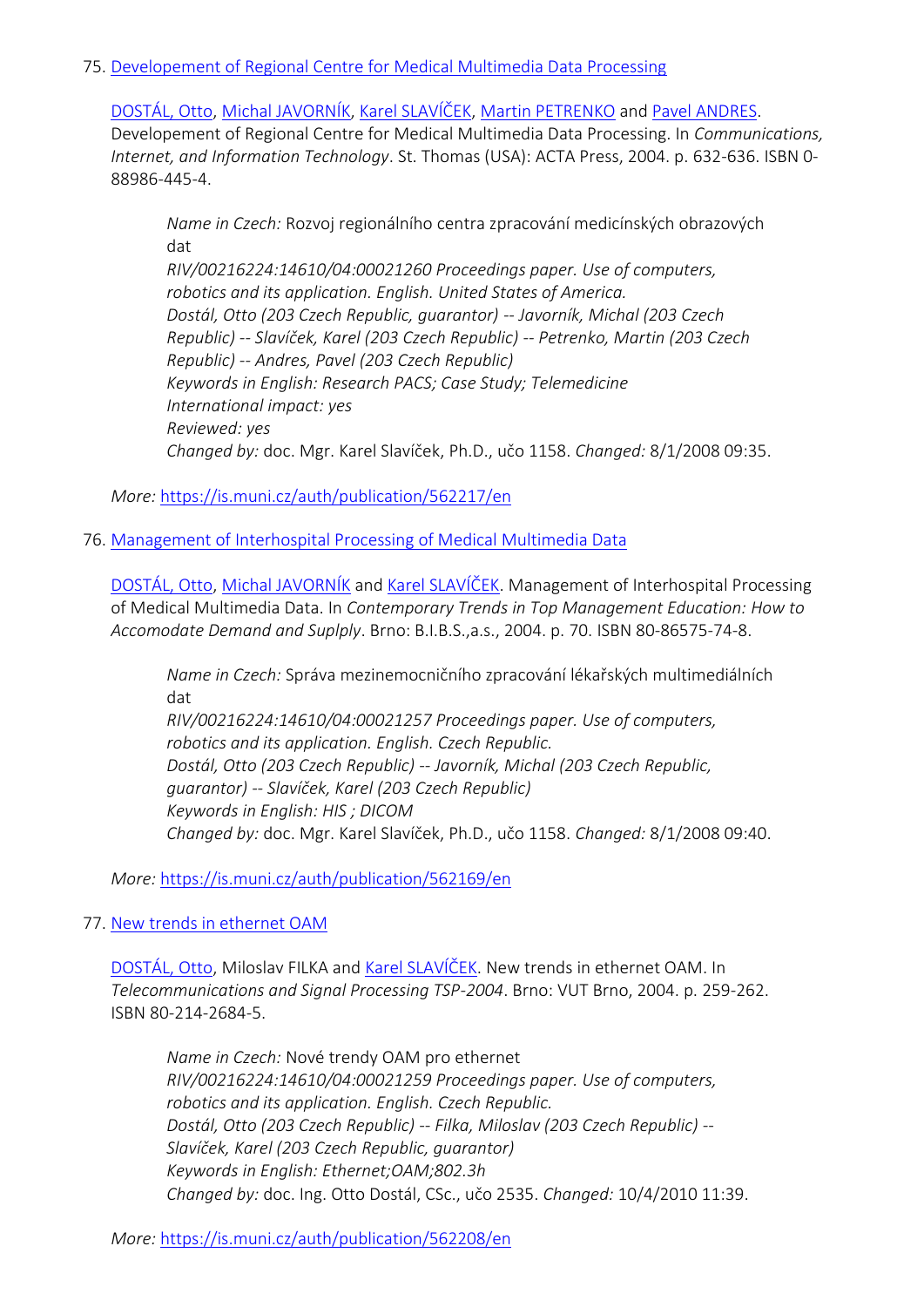75. [Developement of Regional Centre for Medical Multimedia Data Processing](https://is.muni.cz/auth/publication/562217/en)

    [DOSTÁL, Otto](), [Michal JAVORNÍK](), [Karel SLAVÍČEK](), [Martin PETRENKO]() and [Pavel ANDRES](). Developement of Regional Centre for Medical Multimedia Data Processing. In *Communications, Internet, and Information Technology*. St. Thomas (USA): ACTA Press, 2004. p. 632-636. ISBN 0-88986-445-4.

    > *Name in Czech:* Rozvoj regionálního centra zpracování medicínských obrazových dat
    > *RIV/00216224:14610/04:00021260 Proceedings paper. Use of computers, robotics and its application. English. United States of America.*
    > *Dostál, Otto (203 Czech Republic, guarantor) -- Javorník, Michal (203 Czech Republic) -- Slavíček, Karel (203 Czech Republic) -- Petrenko, Martin (203 Czech Republic) -- Andres, Pavel (203 Czech Republic)*
    > *Keywords in English: Research PACS; Case Study; Telemedicine*
    > *International impact: yes*
    > *Reviewed: yes*
    > *Changed by:* doc. Mgr. Karel Slavíček, Ph.D., učo 1158. *Changed:* 8/1/2008 09:35.

    *More:* https://is.muni.cz/auth/publication/562217/en

76. [Management of Interhospital Processing of Medical Multimedia Data](https://is.muni.cz/auth/publication/562169/en)

    [DOSTÁL, Otto](), [Michal JAVORNÍK]() and [Karel SLAVÍČEK](). Management of Interhospital Processing of Medical Multimedia Data. In *Contemporary Trends in Top Management Education: How to Accomodate Demand and Suplply*. Brno: B.I.B.S.,a.s., 2004. p. 70. ISBN 80-86575-74-8.

    > *Name in Czech:* Správa mezinemocničního zpracování lékařských multimediálních dat
    > *RIV/00216224:14610/04:00021257 Proceedings paper. Use of computers, robotics and its application. English. Czech Republic.*
    > *Dostál, Otto (203 Czech Republic) -- Javorník, Michal (203 Czech Republic, guarantor) -- Slavíček, Karel (203 Czech Republic)*
    > *Keywords in English: HIS ; DICOM*
    > *Changed by:* doc. Mgr. Karel Slavíček, Ph.D., učo 1158. *Changed:* 8/1/2008 09:40.

    *More:* https://is.muni.cz/auth/publication/562169/en

77. [New trends in ethernet OAM](https://is.muni.cz/auth/publication/562208/en)

    [DOSTÁL, Otto](), Miloslav FILKA and [Karel SLAVÍČEK](). New trends in ethernet OAM. In *Telecommunications and Signal Processing TSP-2004*. Brno: VUT Brno, 2004. p. 259-262. ISBN 80-214-2684-5.

    > *Name in Czech:* Nové trendy OAM pro ethernet
    > *RIV/00216224:14610/04:00021259 Proceedings paper. Use of computers, robotics and its application. English. Czech Republic.*
    > *Dostál, Otto (203 Czech Republic) -- Filka, Miloslav (203 Czech Republic) -- Slavíček, Karel (203 Czech Republic, guarantor)*
    > *Keywords in English: Ethernet;OAM;802.3h*
    > *Changed by:* doc. Ing. Otto Dostál, CSc., učo 2535. *Changed:* 10/4/2010 11:39.

    *More:* https://is.muni.cz/auth/publication/562208/en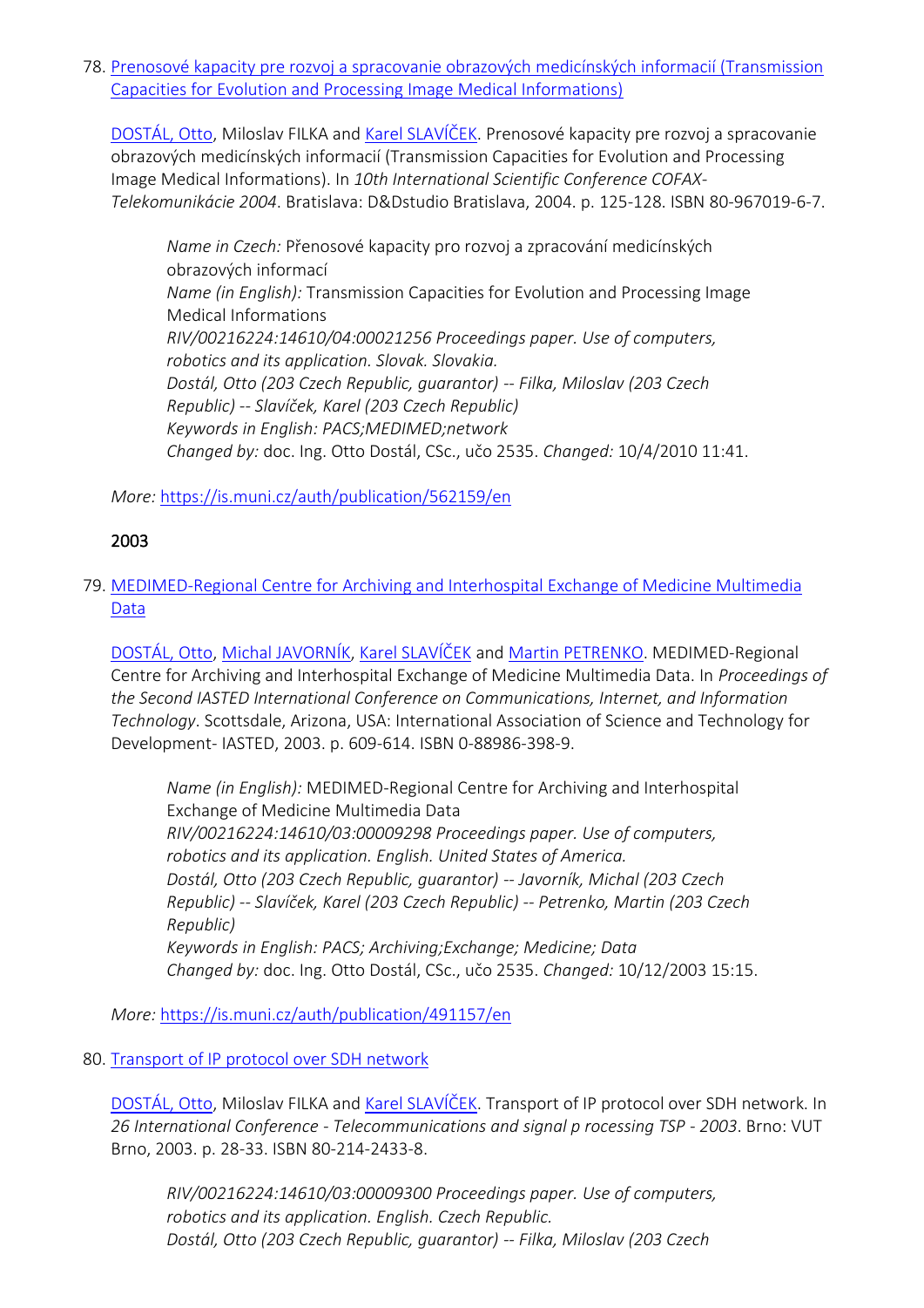78. [Prenosové kapacity pre rozvoj a spracovanie obrazových medicínských informacií (Transmission Capacities for Evolution and Processing Image Medical Informations)](https://is.muni.cz/auth/publication/562159/en)

    [DOSTÁL, Otto](), Miloslav FILKA and [Karel SLAVÍČEK](). Prenosové kapacity pre rozvoj a spracovanie obrazových medicínských informacií (Transmission Capacities for Evolution and Processing Image Medical Informations). In *10th International Scientific Conference COFAX-Telekomunikácie 2004*. Bratislava: D&Dstudio Bratislava, 2004. p. 125-128. ISBN 80-967019-6-7.

    > *Name in Czech:* Přenosové kapacity pro rozvoj a zpracování medicínských obrazových informací
    > *Name (in English):* Transmission Capacities for Evolution and Processing Image Medical Informations
    > *RIV/00216224:14610/04:00021256 Proceedings paper. Use of computers, robotics and its application. Slovak. Slovakia.*
    > *Dostál, Otto (203 Czech Republic, guarantor) -- Filka, Miloslav (203 Czech Republic) -- Slavíček, Karel (203 Czech Republic)*
    > *Keywords in English: PACS;MEDIMED;network*
    > *Changed by:* doc. Ing. Otto Dostál, CSc., učo 2535. *Changed:* 10/4/2010 11:41.

    *More:* https://is.muni.cz/auth/publication/562159/en

2003

79. [MEDIMED-Regional Centre for Archiving and Interhospital Exchange of Medicine Multimedia Data](https://is.muni.cz/auth/publication/491157/en)

    [DOSTÁL, Otto](), [Michal JAVORNÍK](), [Karel SLAVÍČEK]() and [Martin PETRENKO](). MEDIMED-Regional Centre for Archiving and Interhospital Exchange of Medicine Multimedia Data. In *Proceedings of the Second IASTED International Conference on Communications, Internet, and Information Technology*. Scottsdale, Arizona, USA: International Association of Science and Technology for Development- IASTED, 2003. p. 609-614. ISBN 0-88986-398-9.

    > *Name (in English):* MEDIMED-Regional Centre for Archiving and Interhospital Exchange of Medicine Multimedia Data
    > *RIV/00216224:14610/03:00009298 Proceedings paper. Use of computers, robotics and its application. English. United States of America.*
    > *Dostál, Otto (203 Czech Republic, guarantor) -- Javorník, Michal (203 Czech Republic) -- Slavíček, Karel (203 Czech Republic) -- Petrenko, Martin (203 Czech Republic)*
    > *Keywords in English: PACS; Archiving;Exchange; Medicine; Data*
    > *Changed by:* doc. Ing. Otto Dostál, CSc., učo 2535. *Changed:* 10/12/2003 15:15.

    *More:* https://is.muni.cz/auth/publication/491157/en

80. [Transport of IP protocol over SDH network]()

    [DOSTÁL, Otto](), Miloslav FILKA and [Karel SLAVÍČEK](). Transport of IP protocol over SDH network. In *26 International Conference - Telecommunications and signal p rocessing TSP - 2003*. Brno: VUT Brno, 2003. p. 28-33. ISBN 80-214-2433-8.

    > *RIV/00216224:14610/03:00009300 Proceedings paper. Use of computers, robotics and its application. English. Czech Republic.*
    > *Dostál, Otto (203 Czech Republic, guarantor) -- Filka, Miloslav (203 Czech*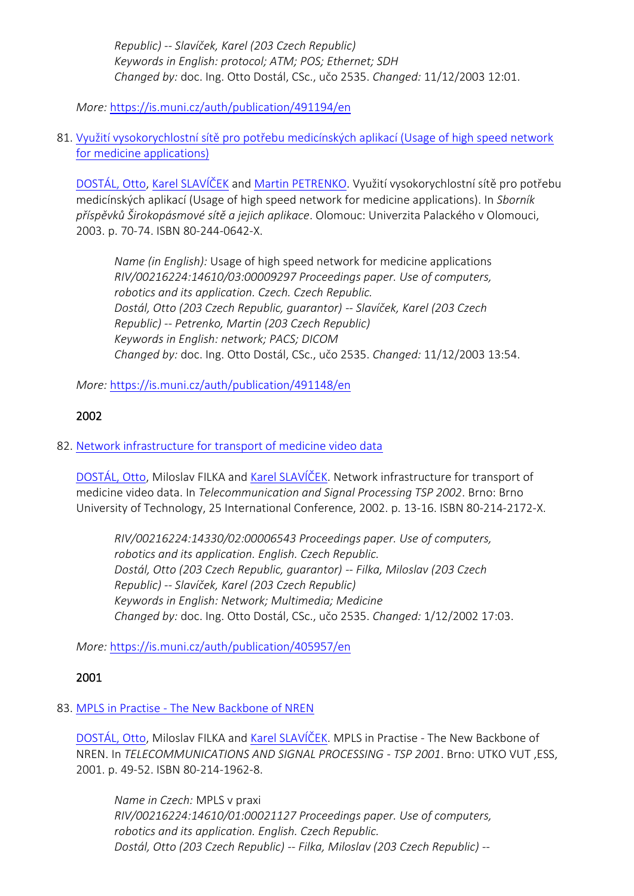*Republic) -- Slavíček, Karel (203 Czech Republic)*
*Keywords in English: protocol; ATM; POS; Ethernet; SDH*
*Changed by:* doc. Ing. Otto Dostál, CSc., učo 2535. *Changed:* 11/12/2003 12:01.

*More:* https://is.muni.cz/auth/publication/491194/en

81. Využití vysokorychlostní sítě pro potřebu medicínských aplikací (Usage of high speed network for medicine applications)

    DOSTÁL, Otto, Karel SLAVÍČEK and Martin PETRENKO. Využití vysokorychlostní sítě pro potřebu medicínských aplikací (Usage of high speed network for medicine applications). In *Sborník příspěvků Širokopásmové sítě a jejich aplikace*. Olomouc: Univerzita Palackého v Olomouci, 2003. p. 70-74. ISBN 80-244-0642-X.

    *Name (in English):* Usage of high speed network for medicine applications
    *RIV/00216224:14610/03:00009297 Proceedings paper. Use of computers, robotics and its application. Czech. Czech Republic.*
    *Dostál, Otto (203 Czech Republic, guarantor) -- Slavíček, Karel (203 Czech Republic) -- Petrenko, Martin (203 Czech Republic)*
    *Keywords in English: network; PACS; DICOM*
    *Changed by:* doc. Ing. Otto Dostál, CSc., učo 2535. *Changed:* 11/12/2003 13:54.

    *More:* https://is.muni.cz/auth/publication/491148/en

2002

82. Network infrastructure for transport of medicine video data

    DOSTÁL, Otto, Miloslav FILKA and Karel SLAVÍČEK. Network infrastructure for transport of medicine video data. In *Telecommunication and Signal Processing TSP 2002*. Brno: Brno University of Technology, 25 International Conference, 2002. p. 13-16. ISBN 80-214-2172-X.

    *RIV/00216224:14330/02:00006543 Proceedings paper. Use of computers, robotics and its application. English. Czech Republic.*
    *Dostál, Otto (203 Czech Republic, guarantor) -- Filka, Miloslav (203 Czech Republic) -- Slavíček, Karel (203 Czech Republic)*
    *Keywords in English: Network; Multimedia; Medicine*
    *Changed by:* doc. Ing. Otto Dostál, CSc., učo 2535. *Changed:* 1/12/2002 17:03.

    *More:* https://is.muni.cz/auth/publication/405957/en

2001

83. MPLS in Practise - The New Backbone of NREN

    DOSTÁL, Otto, Miloslav FILKA and Karel SLAVÍČEK. MPLS in Practise - The New Backbone of NREN. In *TELECOMMUNICATIONS AND SIGNAL PROCESSING - TSP 2001*. Brno: UTKO VUT ,ESS, 2001. p. 49-52. ISBN 80-214-1962-8.

    *Name in Czech:* MPLS v praxi
    *RIV/00216224:14610/01:00021127 Proceedings paper. Use of computers, robotics and its application. English. Czech Republic.*
    *Dostál, Otto (203 Czech Republic) -- Filka, Miloslav (203 Czech Republic) --*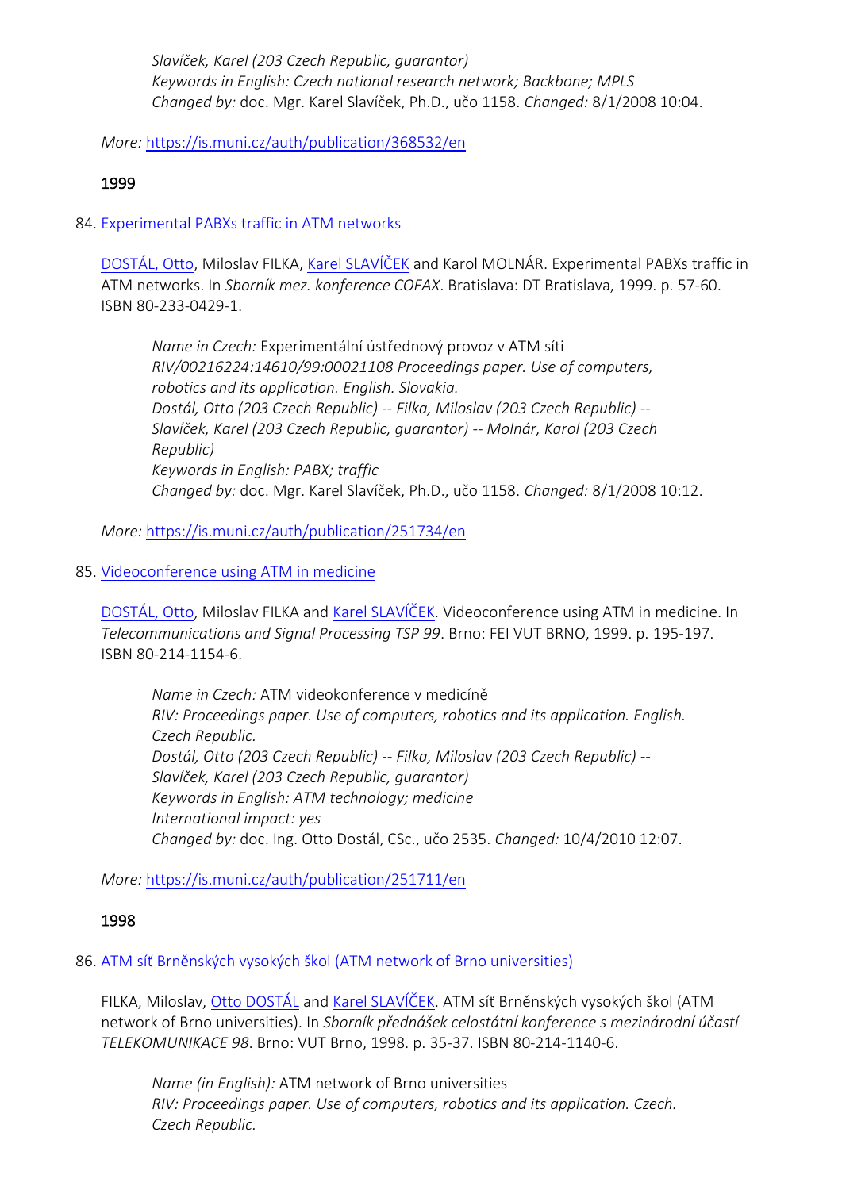*Slavíček, Karel (203 Czech Republic, guarantor)*
*Keywords in English: Czech national research network; Backbone; MPLS*
*Changed by:* doc. Mgr. Karel Slavíček, Ph.D., učo 1158. *Changed:* 8/1/2008 10:04.

*More:* https://is.muni.cz/auth/publication/368532/en

1999

84. Experimental PABXs traffic in ATM networks

DOSTÁL, Otto, Miloslav FILKA, Karel SLAVÍČEK and Karol MOLNÁR. Experimental PABXs traffic in ATM networks. In *Sborník mez. konference COFAX*. Bratislava: DT Bratislava, 1999. p. 57-60. ISBN 80-233-0429-1.

> *Name in Czech:* Experimentální ústřednový provoz v ATM síti
> *RIV/00216224:14610/99:00021108 Proceedings paper. Use of computers, robotics and its application. English. Slovakia.*
> *Dostál, Otto (203 Czech Republic) -- Filka, Miloslav (203 Czech Republic) -- Slavíček, Karel (203 Czech Republic, guarantor) -- Molnár, Karol (203 Czech Republic)*
> *Keywords in English: PABX; traffic*
> *Changed by:* doc. Mgr. Karel Slavíček, Ph.D., učo 1158. *Changed:* 8/1/2008 10:12.

*More:* https://is.muni.cz/auth/publication/251734/en

85. Videoconference using ATM in medicine

DOSTÁL, Otto, Miloslav FILKA and Karel SLAVÍČEK. Videoconference using ATM in medicine. In *Telecommunications and Signal Processing TSP 99*. Brno: FEI VUT BRNO, 1999. p. 195-197. ISBN 80-214-1154-6.

> *Name in Czech:* ATM videokonference v medicíně
> *RIV: Proceedings paper. Use of computers, robotics and its application. English. Czech Republic.*
> *Dostál, Otto (203 Czech Republic) -- Filka, Miloslav (203 Czech Republic) -- Slavíček, Karel (203 Czech Republic, guarantor)*
> *Keywords in English: ATM technology; medicine*
> *International impact: yes*
> *Changed by:* doc. Ing. Otto Dostál, CSc., učo 2535. *Changed:* 10/4/2010 12:07.

*More:* https://is.muni.cz/auth/publication/251711/en

1998

86. ATM síť Brněnských vysokých škol (ATM network of Brno universities)

FILKA, Miloslav, Otto DOSTÁL and Karel SLAVÍČEK. ATM síť Brněnských vysokých škol (ATM network of Brno universities). In *Sborník přednášek celostátní konference s mezinárodní účastí TELEKOMUNIKACE 98*. Brno: VUT Brno, 1998. p. 35-37. ISBN 80-214-1140-6.

> *Name (in English):* ATM network of Brno universities
> *RIV: Proceedings paper. Use of computers, robotics and its application. Czech. Czech Republic.*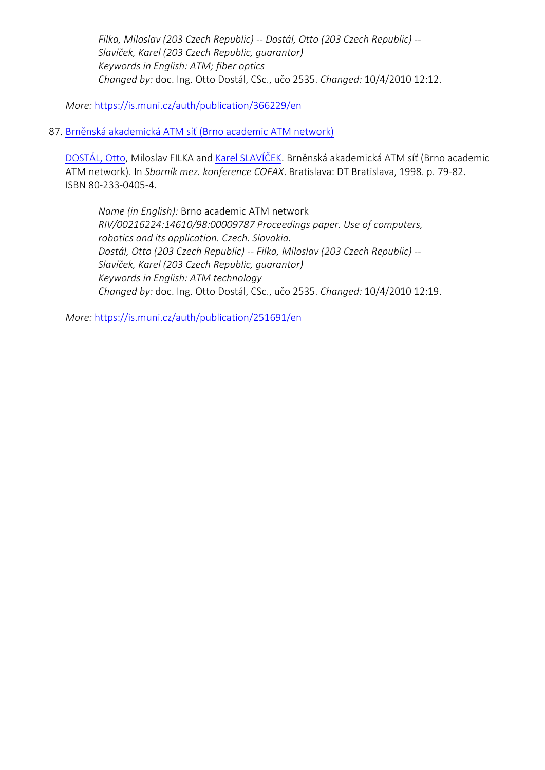*Filka, Miloslav (203 Czech Republic) -- Dostál, Otto (203 Czech Republic) -- Slavíček, Karel (203 Czech Republic, guarantor)*
*Keywords in English: ATM; fiber optics*
*Changed by:* doc. Ing. Otto Dostál, CSc., učo 2535. *Changed:* 10/4/2010 12:12.

*More:* https://is.muni.cz/auth/publication/366229/en

87. Brněnská akademická ATM síť (Brno academic ATM network)

DOSTÁL, Otto, Miloslav FILKA and Karel SLAVÍČEK. Brněnská akademická ATM síť (Brno academic ATM network). In *Sborník mez. konference COFAX*. Bratislava: DT Bratislava, 1998. p. 79-82. ISBN 80-233-0405-4.

*Name (in English):* Brno academic ATM network
*RIV/00216224:14610/98:00009787 Proceedings paper. Use of computers, robotics and its application. Czech. Slovakia.*
*Dostál, Otto (203 Czech Republic) -- Filka, Miloslav (203 Czech Republic) -- Slavíček, Karel (203 Czech Republic, guarantor)*
*Keywords in English: ATM technology*
*Changed by:* doc. Ing. Otto Dostál, CSc., učo 2535. *Changed:* 10/4/2010 12:19.

*More:* https://is.muni.cz/auth/publication/251691/en